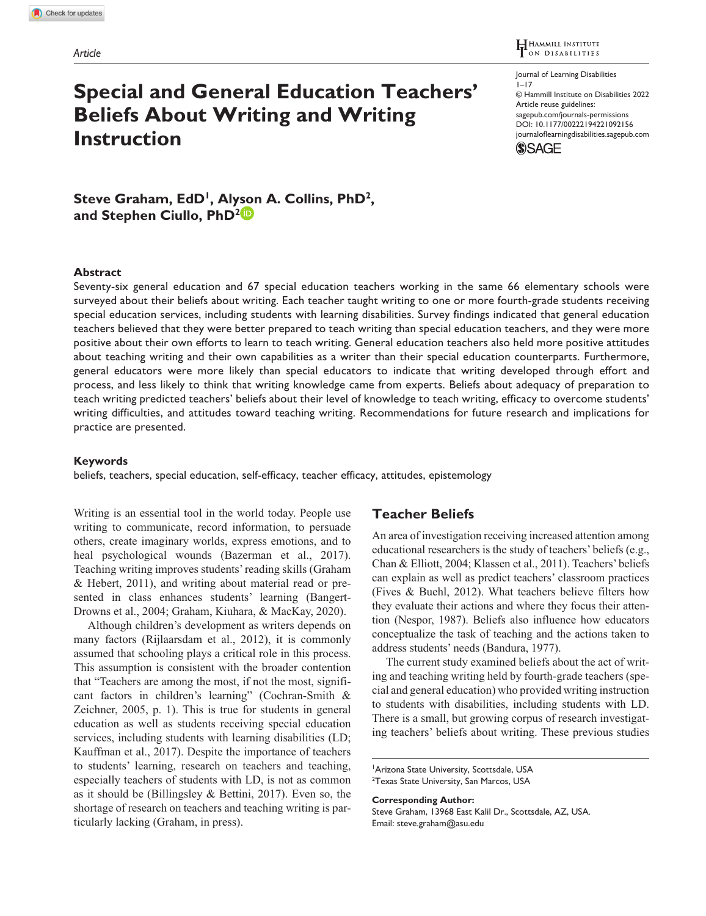Article

# Special and General Education Teachers' Beliefs About Writing and Writing Instruction

Journal of Learning Disabilities
1–17
© Hammill Institute on Disabilities 2022
Article reuse guidelines:
sagepub.com/journals-permissions
DOI: 10.1177/00222194221092156
journaloflearningdisabilities.sagepub.com

**Steve Graham, EdD[1], Alyson A. Collins, PhD[2], and Stephen Ciullo, PhD[2]**

### Abstract

Seventy-six general education and 67 special education teachers working in the same 66 elementary schools were surveyed about their beliefs about writing. Each teacher taught writing to one or more fourth-grade students receiving special education services, including students with learning disabilities. Survey findings indicated that general education teachers believed that they were better prepared to teach writing than special education teachers, and they were more positive about their own efforts to learn to teach writing. General education teachers also held more positive attitudes about teaching writing and their own capabilities as a writer than their special education counterparts. Furthermore, general educators were more likely than special educators to indicate that writing developed through effort and process, and less likely to think that writing knowledge came from experts. Beliefs about adequacy of preparation to teach writing predicted teachers' beliefs about their level of knowledge to teach writing, efficacy to overcome students' writing difficulties, and attitudes toward teaching writing. Recommendations for future research and implications for practice are presented.

### Keywords

beliefs, teachers, special education, self-efficacy, teacher efficacy, attitudes, epistemology

Writing is an essential tool in the world today. People use writing to communicate, record information, to persuade others, create imaginary worlds, express emotions, and to heal psychological wounds (Bazerman et al., 2017). Teaching writing improves students' reading skills (Graham & Hebert, 2011), and writing about material read or presented in class enhances students' learning (Bangert-Drowns et al., 2004; Graham, Kiuhara, & MacKay, 2020).

Although children's development as writers depends on many factors (Rijlaarsdam et al., 2012), it is commonly assumed that schooling plays a critical role in this process. This assumption is consistent with the broader contention that "Teachers are among the most, if not the most, significant factors in children's learning" (Cochran-Smith & Zeichner, 2005, p. 1). This is true for students in general education as well as students receiving special education services, including students with learning disabilities (LD; Kauffman et al., 2017). Despite the importance of teachers to students' learning, research on teachers and teaching, especially teachers of students with LD, is not as common as it should be (Billingsley & Bettini, 2017). Even so, the shortage of research on teachers and teaching writing is particularly lacking (Graham, in press).

## Teacher Beliefs

An area of investigation receiving increased attention among educational researchers is the study of teachers' beliefs (e.g., Chan & Elliott, 2004; Klassen et al., 2011). Teachers' beliefs can explain as well as predict teachers' classroom practices (Fives & Buehl, 2012). What teachers believe filters how they evaluate their actions and where they focus their attention (Nespor, 1987). Beliefs also influence how educators conceptualize the task of teaching and the actions taken to address students' needs (Bandura, 1977).

The current study examined beliefs about the act of writing and teaching writing held by fourth-grade teachers (special and general education) who provided writing instruction to students with disabilities, including students with LD. There is a small, but growing corpus of research investigating teachers' beliefs about writing. These previous studies

[1]Arizona State University, Scottsdale, USA
[2]Texas State University, San Marcos, USA

**Corresponding Author:**
Steve Graham, 13968 East Kalil Dr., Scottsdale, AZ, USA.
Email: steve.graham@asu.edu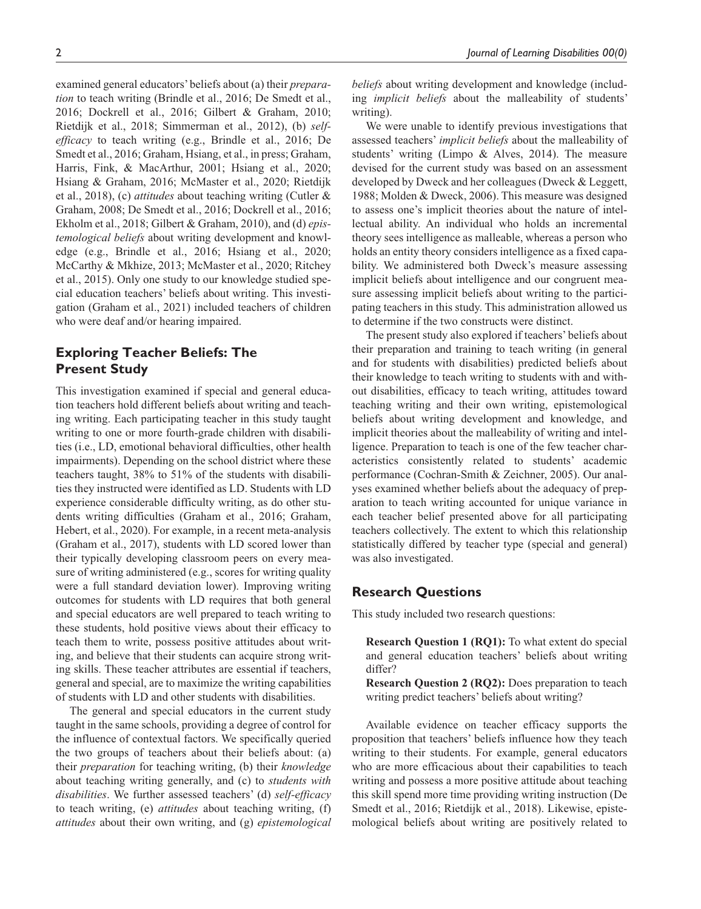examined general educators' beliefs about (a) their *preparation* to teach writing (Brindle et al., 2016; De Smedt et al., 2016; Dockrell et al., 2016; Gilbert & Graham, 2010; Rietdijk et al., 2018; Simmerman et al., 2012), (b) *self-efficacy* to teach writing (e.g., Brindle et al., 2016; De Smedt et al., 2016; Graham, Hsiang, et al., in press; Graham, Harris, Fink, & MacArthur, 2001; Hsiang et al., 2020; Hsiang & Graham, 2016; McMaster et al., 2020; Rietdijk et al., 2018), (c) *attitudes* about teaching writing (Cutler & Graham, 2008; De Smedt et al., 2016; Dockrell et al., 2016; Ekholm et al., 2018; Gilbert & Graham, 2010), and (d) *epistemological beliefs* about writing development and knowledge (e.g., Brindle et al., 2016; Hsiang et al., 2020; McCarthy & Mkhize, 2013; McMaster et al., 2020; Ritchey et al., 2015). Only one study to our knowledge studied special education teachers' beliefs about writing. This investigation (Graham et al., 2021) included teachers of children who were deaf and/or hearing impaired.

## Exploring Teacher Beliefs: The Present Study

This investigation examined if special and general education teachers hold different beliefs about writing and teaching writing. Each participating teacher in this study taught writing to one or more fourth-grade children with disabilities (i.e., LD, emotional behavioral difficulties, other health impairments). Depending on the school district where these teachers taught, 38% to 51% of the students with disabilities they instructed were identified as LD. Students with LD experience considerable difficulty writing, as do other students writing difficulties (Graham et al., 2016; Graham, Hebert, et al., 2020). For example, in a recent meta-analysis (Graham et al., 2017), students with LD scored lower than their typically developing classroom peers on every measure of writing administered (e.g., scores for writing quality were a full standard deviation lower). Improving writing outcomes for students with LD requires that both general and special educators are well prepared to teach writing to these students, hold positive views about their efficacy to teach them to write, possess positive attitudes about writing, and believe that their students can acquire strong writing skills. These teacher attributes are essential if teachers, general and special, are to maximize the writing capabilities of students with LD and other students with disabilities.

The general and special educators in the current study taught in the same schools, providing a degree of control for the influence of contextual factors. We specifically queried the two groups of teachers about their beliefs about: (a) their *preparation* for teaching writing, (b) their *knowledge* about teaching writing generally, and (c) to *students with disabilities*. We further assessed teachers' (d) *self-efficacy* to teach writing, (e) *attitudes* about teaching writing, (f) *attitudes* about their own writing, and (g) *epistemological beliefs* about writing development and knowledge (including *implicit beliefs* about the malleability of students' writing).

We were unable to identify previous investigations that assessed teachers' *implicit beliefs* about the malleability of students' writing (Limpo & Alves, 2014). The measure devised for the current study was based on an assessment developed by Dweck and her colleagues (Dweck & Leggett, 1988; Molden & Dweck, 2006). This measure was designed to assess one's implicit theories about the nature of intellectual ability. An individual who holds an incremental theory sees intelligence as malleable, whereas a person who holds an entity theory considers intelligence as a fixed capability. We administered both Dweck's measure assessing implicit beliefs about intelligence and our congruent measure assessing implicit beliefs about writing to the participating teachers in this study. This administration allowed us to determine if the two constructs were distinct.

The present study also explored if teachers' beliefs about their preparation and training to teach writing (in general and for students with disabilities) predicted beliefs about their knowledge to teach writing to students with and without disabilities, efficacy to teach writing, attitudes toward teaching writing and their own writing, epistemological beliefs about writing development and knowledge, and implicit theories about the malleability of writing and intelligence. Preparation to teach is one of the few teacher characteristics consistently related to students' academic performance (Cochran-Smith & Zeichner, 2005). Our analyses examined whether beliefs about the adequacy of preparation to teach writing accounted for unique variance in each teacher belief presented above for all participating teachers collectively. The extent to which this relationship statistically differed by teacher type (special and general) was also investigated.

## Research Questions

This study included two research questions:

**Research Question 1 (RQ1):** To what extent do special and general education teachers' beliefs about writing differ?

**Research Question 2 (RQ2):** Does preparation to teach writing predict teachers' beliefs about writing?

Available evidence on teacher efficacy supports the proposition that teachers' beliefs influence how they teach writing to their students. For example, general educators who are more efficacious about their capabilities to teach writing and possess a more positive attitude about teaching this skill spend more time providing writing instruction (De Smedt et al., 2016; Rietdijk et al., 2018). Likewise, epistemological beliefs about writing are positively related to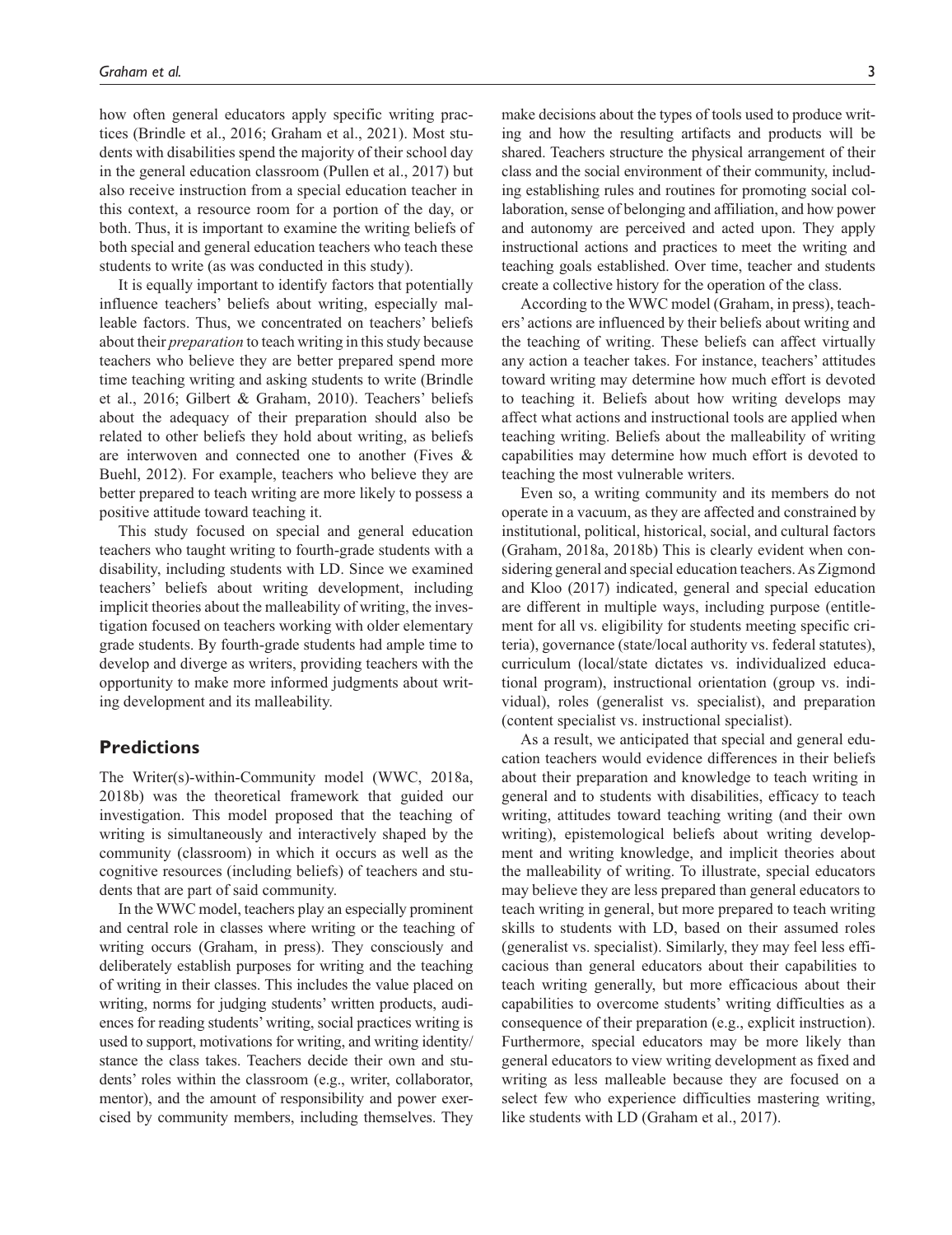how often general educators apply specific writing practices (Brindle et al., 2016; Graham et al., 2021). Most students with disabilities spend the majority of their school day in the general education classroom (Pullen et al., 2017) but also receive instruction from a special education teacher in this context, a resource room for a portion of the day, or both. Thus, it is important to examine the writing beliefs of both special and general education teachers who teach these students to write (as was conducted in this study).

It is equally important to identify factors that potentially influence teachers' beliefs about writing, especially malleable factors. Thus, we concentrated on teachers' beliefs about their *preparation* to teach writing in this study because teachers who believe they are better prepared spend more time teaching writing and asking students to write (Brindle et al., 2016; Gilbert & Graham, 2010). Teachers' beliefs about the adequacy of their preparation should also be related to other beliefs they hold about writing, as beliefs are interwoven and connected one to another (Fives & Buehl, 2012). For example, teachers who believe they are better prepared to teach writing are more likely to possess a positive attitude toward teaching it.

This study focused on special and general education teachers who taught writing to fourth-grade students with a disability, including students with LD. Since we examined teachers' beliefs about writing development, including implicit theories about the malleability of writing, the investigation focused on teachers working with older elementary grade students. By fourth-grade students had ample time to develop and diverge as writers, providing teachers with the opportunity to make more informed judgments about writing development and its malleability.

## Predictions

The Writer(s)-within-Community model (WWC, 2018a, 2018b) was the theoretical framework that guided our investigation. This model proposed that the teaching of writing is simultaneously and interactively shaped by the community (classroom) in which it occurs as well as the cognitive resources (including beliefs) of teachers and students that are part of said community.

In the WWC model, teachers play an especially prominent and central role in classes where writing or the teaching of writing occurs (Graham, in press). They consciously and deliberately establish purposes for writing and the teaching of writing in their classes. This includes the value placed on writing, norms for judging students' written products, audiences for reading students' writing, social practices writing is used to support, motivations for writing, and writing identity/stance the class takes. Teachers decide their own and students' roles within the classroom (e.g., writer, collaborator, mentor), and the amount of responsibility and power exercised by community members, including themselves. They make decisions about the types of tools used to produce writing and how the resulting artifacts and products will be shared. Teachers structure the physical arrangement of their class and the social environment of their community, including establishing rules and routines for promoting social collaboration, sense of belonging and affiliation, and how power and autonomy are perceived and acted upon. They apply instructional actions and practices to meet the writing and teaching goals established. Over time, teacher and students create a collective history for the operation of the class.

According to the WWC model (Graham, in press), teachers' actions are influenced by their beliefs about writing and the teaching of writing. These beliefs can affect virtually any action a teacher takes. For instance, teachers' attitudes toward writing may determine how much effort is devoted to teaching it. Beliefs about how writing develops may affect what actions and instructional tools are applied when teaching writing. Beliefs about the malleability of writing capabilities may determine how much effort is devoted to teaching the most vulnerable writers.

Even so, a writing community and its members do not operate in a vacuum, as they are affected and constrained by institutional, political, historical, social, and cultural factors (Graham, 2018a, 2018b) This is clearly evident when considering general and special education teachers. As Zigmond and Kloo (2017) indicated, general and special education are different in multiple ways, including purpose (entitlement for all vs. eligibility for students meeting specific criteria), governance (state/local authority vs. federal statutes), curriculum (local/state dictates vs. individualized educational program), instructional orientation (group vs. individual), roles (generalist vs. specialist), and preparation (content specialist vs. instructional specialist).

As a result, we anticipated that special and general education teachers would evidence differences in their beliefs about their preparation and knowledge to teach writing in general and to students with disabilities, efficacy to teach writing, attitudes toward teaching writing (and their own writing), epistemological beliefs about writing development and writing knowledge, and implicit theories about the malleability of writing. To illustrate, special educators may believe they are less prepared than general educators to teach writing in general, but more prepared to teach writing skills to students with LD, based on their assumed roles (generalist vs. specialist). Similarly, they may feel less efficacious than general educators about their capabilities to teach writing generally, but more efficacious about their capabilities to overcome students' writing difficulties as a consequence of their preparation (e.g., explicit instruction). Furthermore, special educators may be more likely than general educators to view writing development as fixed and writing as less malleable because they are focused on a select few who experience difficulties mastering writing, like students with LD (Graham et al., 2017).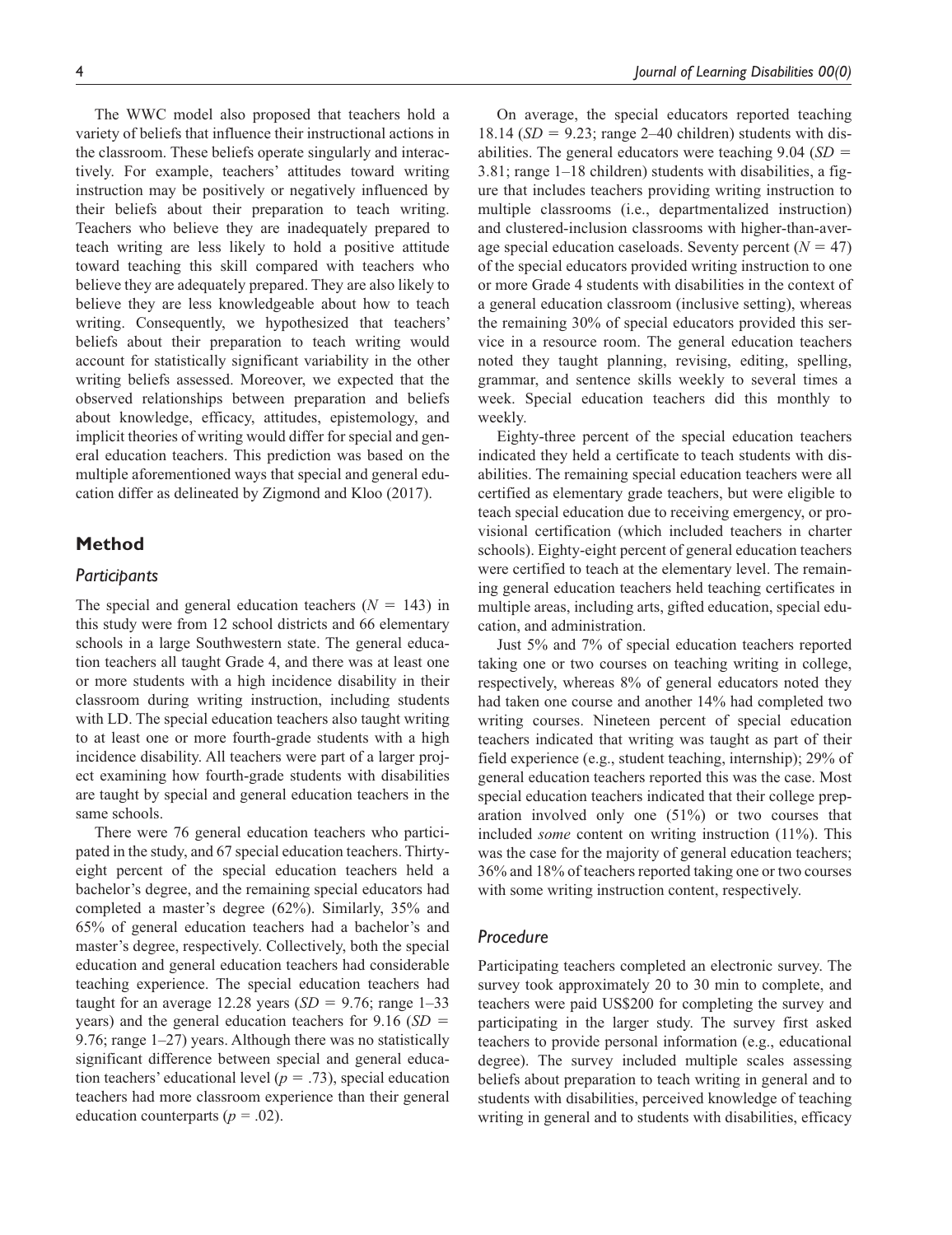The WWC model also proposed that teachers hold a variety of beliefs that influence their instructional actions in the classroom. These beliefs operate singularly and interactively. For example, teachers' attitudes toward writing instruction may be positively or negatively influenced by their beliefs about their preparation to teach writing. Teachers who believe they are inadequately prepared to teach writing are less likely to hold a positive attitude toward teaching this skill compared with teachers who believe they are adequately prepared. They are also likely to believe they are less knowledgeable about how to teach writing. Consequently, we hypothesized that teachers' beliefs about their preparation to teach writing would account for statistically significant variability in the other writing beliefs assessed. Moreover, we expected that the observed relationships between preparation and beliefs about knowledge, efficacy, attitudes, epistemology, and implicit theories of writing would differ for special and general education teachers. This prediction was based on the multiple aforementioned ways that special and general education differ as delineated by Zigmond and Kloo (2017).

## Method

### Participants

The special and general education teachers ($N = 143$) in this study were from 12 school districts and 66 elementary schools in a large Southwestern state. The general education teachers all taught Grade 4, and there was at least one or more students with a high incidence disability in their classroom during writing instruction, including students with LD. The special education teachers also taught writing to at least one or more fourth-grade students with a high incidence disability. All teachers were part of a larger project examining how fourth-grade students with disabilities are taught by special and general education teachers in the same schools.

There were 76 general education teachers who participated in the study, and 67 special education teachers. Thirty-eight percent of the special education teachers held a bachelor's degree, and the remaining special educators had completed a master's degree (62%). Similarly, 35% and 65% of general education teachers had a bachelor's and master's degree, respectively. Collectively, both the special education and general education teachers had considerable teaching experience. The special education teachers had taught for an average 12.28 years ($SD = 9.76$; range 1–33 years) and the general education teachers for 9.16 ($SD = 9.76$; range 1–27) years. Although there was no statistically significant difference between special and general education teachers' educational level ($p = .73$), special education teachers had more classroom experience than their general education counterparts ($p = .02$).

On average, the special educators reported teaching 18.14 ($SD = 9.23$; range 2–40 children) students with disabilities. The general educators were teaching 9.04 ($SD = 3.81$; range 1–18 children) students with disabilities, a figure that includes teachers providing writing instruction to multiple classrooms (i.e., departmentalized instruction) and clustered-inclusion classrooms with higher-than-average special education caseloads. Seventy percent ($N = 47$) of the special educators provided writing instruction to one or more Grade 4 students with disabilities in the context of a general education classroom (inclusive setting), whereas the remaining 30% of special educators provided this service in a resource room. The general education teachers noted they taught planning, revising, editing, spelling, grammar, and sentence skills weekly to several times a week. Special education teachers did this monthly to weekly.

Eighty-three percent of the special education teachers indicated they held a certificate to teach students with disabilities. The remaining special education teachers were all certified as elementary grade teachers, but were eligible to teach special education due to receiving emergency, or provisional certification (which included teachers in charter schools). Eighty-eight percent of general education teachers were certified to teach at the elementary level. The remaining general education teachers held teaching certificates in multiple areas, including arts, gifted education, special education, and administration.

Just 5% and 7% of special education teachers reported taking one or two courses on teaching writing in college, respectively, whereas 8% of general educators noted they had taken one course and another 14% had completed two writing courses. Nineteen percent of special education teachers indicated that writing was taught as part of their field experience (e.g., student teaching, internship); 29% of general education teachers reported this was the case. Most special education teachers indicated that their college preparation involved only one (51%) or two courses that included *some* content on writing instruction (11%). This was the case for the majority of general education teachers; 36% and 18% of teachers reported taking one or two courses with some writing instruction content, respectively.

### Procedure

Participating teachers completed an electronic survey. The survey took approximately 20 to 30 min to complete, and teachers were paid US$200 for completing the survey and participating in the larger study. The survey first asked teachers to provide personal information (e.g., educational degree). The survey included multiple scales assessing beliefs about preparation to teach writing in general and to students with disabilities, perceived knowledge of teaching writing in general and to students with disabilities, efficacy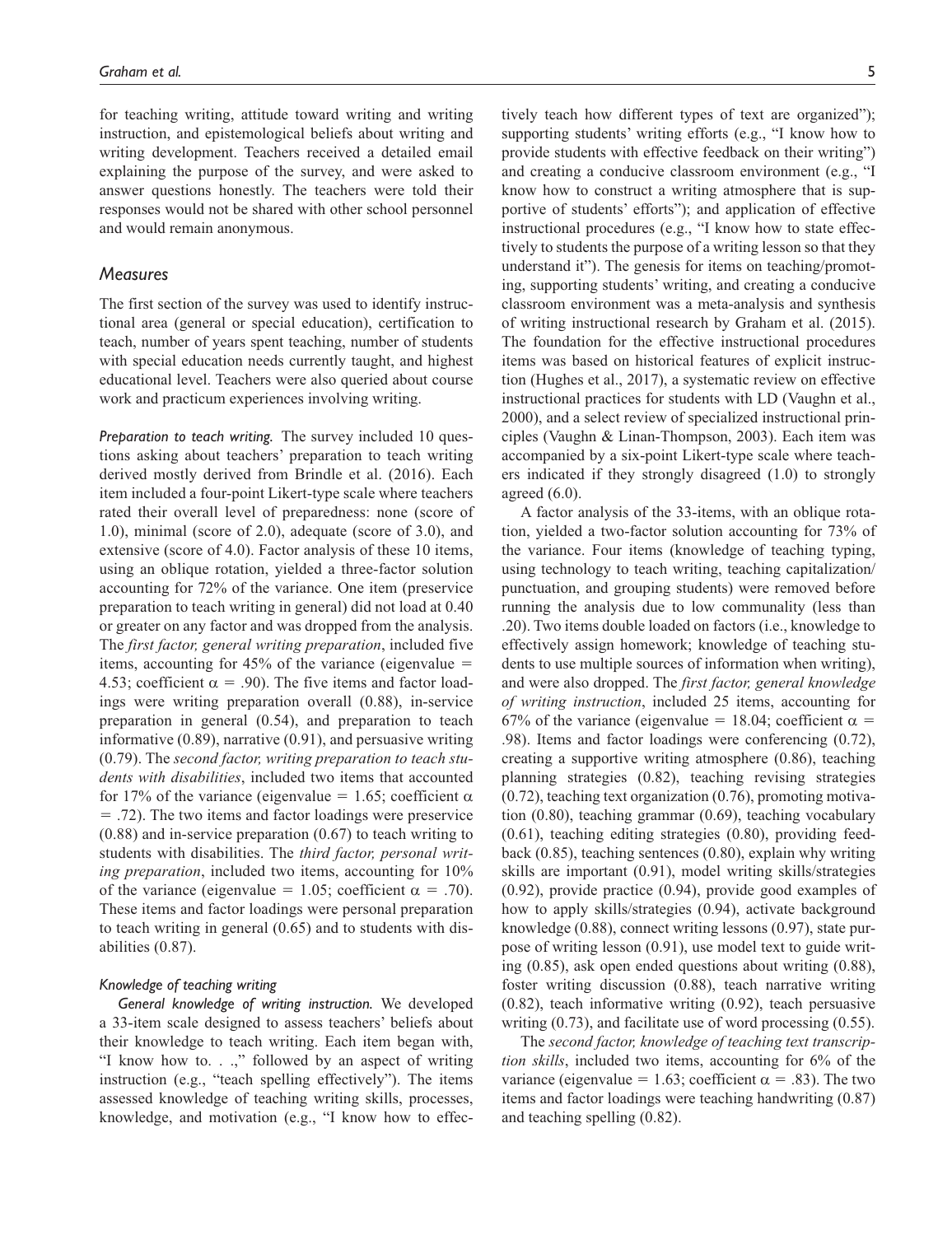for teaching writing, attitude toward writing and writing instruction, and epistemological beliefs about writing and writing development. Teachers received a detailed email explaining the purpose of the survey, and were asked to answer questions honestly. The teachers were told their responses would not be shared with other school personnel and would remain anonymous.

## Measures

The first section of the survey was used to identify instructional area (general or special education), certification to teach, number of years spent teaching, number of students with special education needs currently taught, and highest educational level. Teachers were also queried about course work and practicum experiences involving writing.

*Preparation to teach writing.* The survey included 10 questions asking about teachers' preparation to teach writing derived mostly derived from Brindle et al. (2016). Each item included a four-point Likert-type scale where teachers rated their overall level of preparedness: none (score of 1.0), minimal (score of 2.0), adequate (score of 3.0), and extensive (score of 4.0). Factor analysis of these 10 items, using an oblique rotation, yielded a three-factor solution accounting for 72% of the variance. One item (preservice preparation to teach writing in general) did not load at 0.40 or greater on any factor and was dropped from the analysis. The *first factor, general writing preparation*, included five items, accounting for 45% of the variance (eigenvalue = 4.53; coefficient $\alpha$ = .90). The five items and factor loadings were writing preparation overall (0.88), in-service preparation in general (0.54), and preparation to teach informative (0.89), narrative (0.91), and persuasive writing (0.79). The *second factor, writing preparation to teach students with disabilities*, included two items that accounted for 17% of the variance (eigenvalue = 1.65; coefficient $\alpha$ = .72). The two items and factor loadings were preservice (0.88) and in-service preparation (0.67) to teach writing to students with disabilities. The *third factor, personal writing preparation*, included two items, accounting for 10% of the variance (eigenvalue = 1.05; coefficient $\alpha$ = .70). These items and factor loadings were personal preparation to teach writing in general (0.65) and to students with disabilities (0.87).

### Knowledge of teaching writing

*General knowledge of writing instruction.* We developed a 33-item scale designed to assess teachers' beliefs about their knowledge to teach writing. Each item began with, "I know how to. . .," followed by an aspect of writing instruction (e.g., "teach spelling effectively"). The items assessed knowledge of teaching writing skills, processes, knowledge, and motivation (e.g., "I know how to effectively teach how different types of text are organized"); supporting students' writing efforts (e.g., "I know how to provide students with effective feedback on their writing") and creating a conducive classroom environment (e.g., "I know how to construct a writing atmosphere that is supportive of students' efforts"); and application of effective instructional procedures (e.g., "I know how to state effectively to students the purpose of a writing lesson so that they understand it"). The genesis for items on teaching/promoting, supporting students' writing, and creating a conducive classroom environment was a meta-analysis and synthesis of writing instructional research by Graham et al. (2015). The foundation for the effective instructional procedures items was based on historical features of explicit instruction (Hughes et al., 2017), a systematic review on effective instructional practices for students with LD (Vaughn et al., 2000), and a select review of specialized instructional principles (Vaughn & Linan-Thompson, 2003). Each item was accompanied by a six-point Likert-type scale where teachers indicated if they strongly disagreed (1.0) to strongly agreed (6.0).

A factor analysis of the 33-items, with an oblique rotation, yielded a two-factor solution accounting for 73% of the variance. Four items (knowledge of teaching typing, using technology to teach writing, teaching capitalization/punctuation, and grouping students) were removed before running the analysis due to low communality (less than .20). Two items double loaded on factors (i.e., knowledge to effectively assign homework; knowledge of teaching students to use multiple sources of information when writing), and were also dropped. The *first factor, general knowledge of writing instruction*, included 25 items, accounting for 67% of the variance (eigenvalue = 18.04; coefficient $\alpha$ = .98). Items and factor loadings were conferencing (0.72), creating a supportive writing atmosphere (0.86), teaching planning strategies (0.82), teaching revising strategies (0.72), teaching text organization (0.76), promoting motivation (0.80), teaching grammar (0.69), teaching vocabulary (0.61), teaching editing strategies (0.80), providing feedback (0.85), teaching sentences (0.80), explain why writing skills are important (0.91), model writing skills/strategies (0.92), provide practice (0.94), provide good examples of how to apply skills/strategies (0.94), activate background knowledge (0.88), connect writing lessons (0.97), state purpose of writing lesson (0.91), use model text to guide writing (0.85), ask open ended questions about writing (0.88), foster writing discussion (0.88), teach narrative writing (0.82), teach informative writing (0.92), teach persuasive writing (0.73), and facilitate use of word processing (0.55).

The *second factor, knowledge of teaching text transcription skills*, included two items, accounting for 6% of the variance (eigenvalue = 1.63; coefficient $\alpha$ = .83). The two items and factor loadings were teaching handwriting (0.87) and teaching spelling (0.82).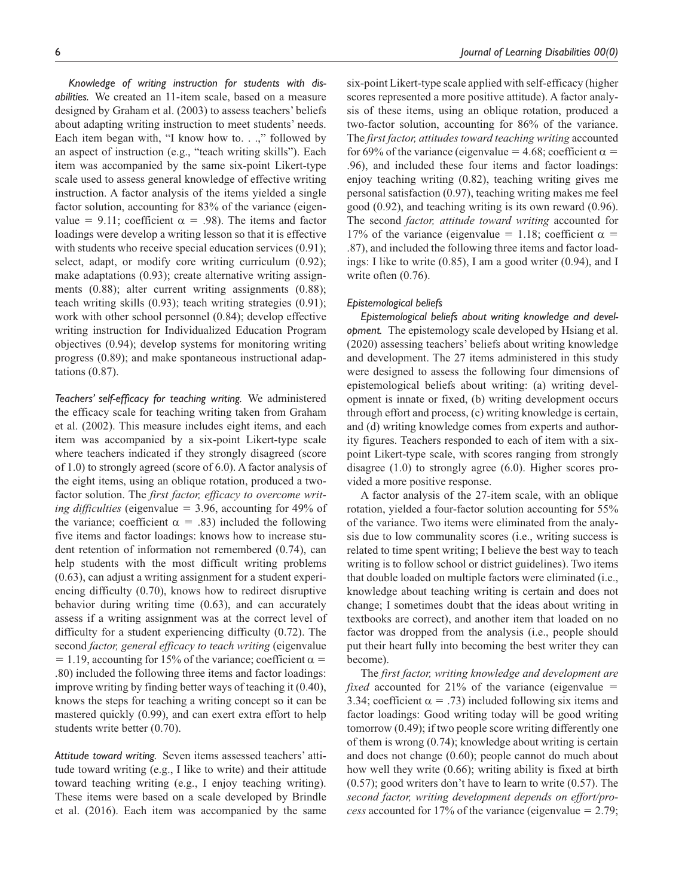*Knowledge of writing instruction for students with disabilities.* We created an 11-item scale, based on a measure designed by Graham et al. (2003) to assess teachers' beliefs about adapting writing instruction to meet students' needs. Each item began with, "I know how to. . .," followed by an aspect of instruction (e.g., "teach writing skills"). Each item was accompanied by the same six-point Likert-type scale used to assess general knowledge of effective writing instruction. A factor analysis of the items yielded a single factor solution, accounting for 83% of the variance (eigenvalue = 9.11; coefficient $\alpha$ = .98). The items and factor loadings were develop a writing lesson so that it is effective with students who receive special education services (0.91); select, adapt, or modify core writing curriculum (0.92); make adaptations (0.93); create alternative writing assignments (0.88); alter current writing assignments (0.88); teach writing skills (0.93); teach writing strategies (0.91); work with other school personnel (0.84); develop effective writing instruction for Individualized Education Program objectives (0.94); develop systems for monitoring writing progress (0.89); and make spontaneous instructional adaptations (0.87).

*Teachers' self-efficacy for teaching writing.* We administered the efficacy scale for teaching writing taken from Graham et al. (2002). This measure includes eight items, and each item was accompanied by a six-point Likert-type scale where teachers indicated if they strongly disagreed (score of 1.0) to strongly agreed (score of 6.0). A factor analysis of the eight items, using an oblique rotation, produced a two-factor solution. The *first factor, efficacy to overcome writing difficulties* (eigenvalue = 3.96, accounting for 49% of the variance; coefficient $\alpha$ = .83) included the following five items and factor loadings: knows how to increase student retention of information not remembered (0.74), can help students with the most difficult writing problems (0.63), can adjust a writing assignment for a student experiencing difficulty (0.70), knows how to redirect disruptive behavior during writing time (0.63), and can accurately assess if a writing assignment was at the correct level of difficulty for a student experiencing difficulty (0.72). The second *factor, general efficacy to teach writing* (eigenvalue = 1.19, accounting for 15% of the variance; coefficient $\alpha$ = .80) included the following three items and factor loadings: improve writing by finding better ways of teaching it (0.40), knows the steps for teaching a writing concept so it can be mastered quickly (0.99), and can exert extra effort to help students write better (0.70).

*Attitude toward writing.* Seven items assessed teachers' attitude toward writing (e.g., I like to write) and their attitude toward teaching writing (e.g., I enjoy teaching writing). These items were based on a scale developed by Brindle et al. (2016). Each item was accompanied by the same six-point Likert-type scale applied with self-efficacy (higher scores represented a more positive attitude). A factor analysis of these items, using an oblique rotation, produced a two-factor solution, accounting for 86% of the variance. The *first factor, attitudes toward teaching writing* accounted for 69% of the variance (eigenvalue = 4.68; coefficient $\alpha$ = .96), and included these four items and factor loadings: enjoy teaching writing (0.82), teaching writing gives me personal satisfaction (0.97), teaching writing makes me feel good (0.92), and teaching writing is its own reward (0.96). The second *factor, attitude toward writing* accounted for 17% of the variance (eigenvalue = 1.18; coefficient $\alpha$ = .87), and included the following three items and factor loadings: I like to write (0.85), I am a good writer (0.94), and I write often (0.76).

### *Epistemological beliefs*

*Epistemological beliefs about writing knowledge and development.* The epistemology scale developed by Hsiang et al. (2020) assessing teachers' beliefs about writing knowledge and development. The 27 items administered in this study were designed to assess the following four dimensions of epistemological beliefs about writing: (a) writing development is innate or fixed, (b) writing development occurs through effort and process, (c) writing knowledge is certain, and (d) writing knowledge comes from experts and authority figures. Teachers responded to each of item with a six-point Likert-type scale, with scores ranging from strongly disagree (1.0) to strongly agree (6.0). Higher scores provided a more positive response.

A factor analysis of the 27-item scale, with an oblique rotation, yielded a four-factor solution accounting for 55% of the variance. Two items were eliminated from the analysis due to low communality scores (i.e., writing success is related to time spent writing; I believe the best way to teach writing is to follow school or district guidelines). Two items that double loaded on multiple factors were eliminated (i.e., knowledge about teaching writing is certain and does not change; I sometimes doubt that the ideas about writing in textbooks are correct), and another item that loaded on no factor was dropped from the analysis (i.e., people should put their heart fully into becoming the best writer they can become).

The *first factor, writing knowledge and development are fixed* accounted for 21% of the variance (eigenvalue = 3.34; coefficient $\alpha$ = .73) included following six items and factor loadings: Good writing today will be good writing tomorrow (0.49); if two people score writing differently one of them is wrong (0.74); knowledge about writing is certain and does not change (0.60); people cannot do much about how well they write (0.66); writing ability is fixed at birth (0.57); good writers don't have to learn to write (0.57). The *second factor, writing development depends on effort/process* accounted for 17% of the variance (eigenvalue = 2.79;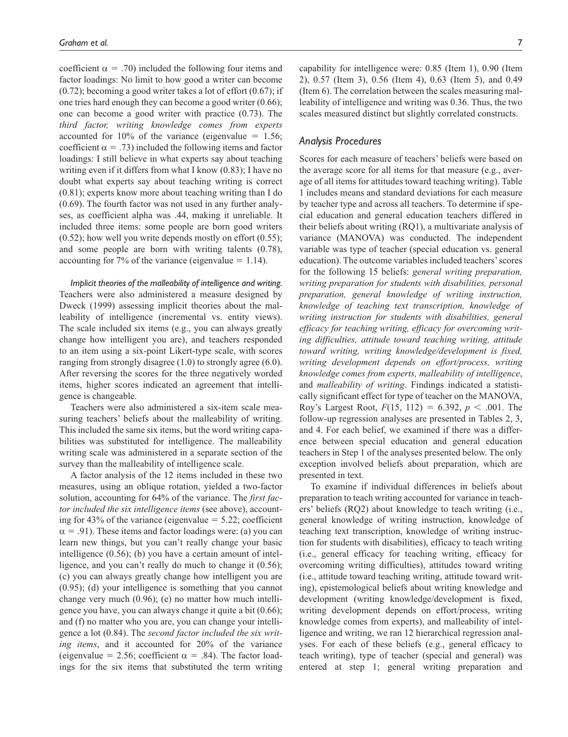coefficient $\alpha = .70$) included the following four items and factor loadings: No limit to how good a writer can become (0.72); becoming a good writer takes a lot of effort (0.67); if one tries hard enough they can become a good writer (0.66); one can become a good writer with practice (0.73). The *third factor, writing knowledge comes from experts* accounted for 10% of the variance (eigenvalue = 1.56; coefficient $\alpha = .73$) included the following items and factor loadings: I still believe in what experts say about teaching writing even if it differs from what I know (0.83); I have no doubt what experts say about teaching writing is correct (0.81); experts know more about teaching writing than I do (0.69). The fourth factor was not used in any further analyses, as coefficient alpha was .44, making it unreliable. It included three items: some people are born good writers (0.52); how well you write depends mostly on effort (0.55); and some people are born with writing talents (0.78), accounting for 7% of the variance (eigenvalue = 1.14).

*Implicit theories of the malleability of intelligence and writing.* Teachers were also administered a measure designed by Dweck (1999) assessing implicit theories about the malleability of intelligence (incremental vs. entity views). The scale included six items (e.g., you can always greatly change how intelligent you are), and teachers responded to an item using a six-point Likert-type scale, with scores ranging from strongly disagree (1.0) to strongly agree (6.0). After reversing the scores for the three negatively worded items, higher scores indicated an agreement that intelligence is changeable.

Teachers were also administered a six-item scale measuring teachers' beliefs about the malleability of writing. This included the same six items, but the word writing capabilities was substituted for intelligence. The malleability writing scale was administered in a separate section of the survey than the malleability of intelligence scale.

A factor analysis of the 12 items included in these two measures, using an oblique rotation, yielded a two-factor solution, accounting for 64% of the variance. The *first factor included the six intelligence items* (see above), accounting for 43% of the variance (eigenvalue = 5.22; coefficient $\alpha = .91$). These items and factor loadings were: (a) you can learn new things, but you can't really change your basic intelligence (0.56); (b) you have a certain amount of intelligence, and you can't really do much to change it (0.56); (c) you can always greatly change how intelligent you are (0.95); (d) your intelligence is something that you cannot change very much (0.96); (e) no matter how much intelligence you have, you can always change it quite a bit (0.66); and (f) no matter who you are, you can change your intelligence a lot (0.84). The *second factor included the six writing items*, and it accounted for 20% of the variance (eigenvalue = 2.56; coefficient $\alpha = .84$). The factor loadings for the six items that substituted the term writing capability for intelligence were: 0.85 (Item 1), 0.90 (Item 2), 0.57 (Item 3), 0.56 (Item 4), 0.63 (Item 5), and 0.49 (Item 6). The correlation between the scales measuring malleability of intelligence and writing was 0.36. Thus, the two scales measured distinct but slightly correlated constructs.

## Analysis Procedures

Scores for each measure of teachers' beliefs were based on the average score for all items for that measure (e.g., average of all items for attitudes toward teaching writing). Table 1 includes means and standard deviations for each measure by teacher type and across all teachers. To determine if special education and general education teachers differed in their beliefs about writing (RQ1), a multivariate analysis of variance (MANOVA) was conducted. The independent variable was type of teacher (special education vs. general education). The outcome variables included teachers' scores for the following 15 beliefs: *general writing preparation, writing preparation for students with disabilities, personal preparation, general knowledge of writing instruction, knowledge of teaching text transcription, knowledge of writing instruction for students with disabilities, general efficacy for teaching writing, efficacy for overcoming writing difficulties, attitude toward teaching writing, attitude toward writing, writing knowledge/development is fixed, writing development depends on effort/process, writing knowledge comes from experts, malleability of intelligence*, and *malleability of writing*. Findings indicated a statistically significant effect for type of teacher on the MANOVA, Roy's Largest Root, $F(15, 112) = 6.392$, $p < .001$. The follow-up regression analyses are presented in Tables 2, 3, and 4. For each belief, we examined if there was a difference between special education and general education teachers in Step 1 of the analyses presented below. The only exception involved beliefs about preparation, which are presented in text.

To examine if individual differences in beliefs about preparation to teach writing accounted for variance in teachers' beliefs (RQ2) about knowledge to teach writing (i.e., general knowledge of writing instruction, knowledge of teaching text transcription, knowledge of writing instruction for students with disabilities), efficacy to teach writing (i.e., general efficacy for teaching writing, efficacy for overcoming writing difficulties), attitudes toward writing (i.e., attitude toward teaching writing, attitude toward writing), epistemological beliefs about writing knowledge and development (writing knowledge/development is fixed, writing development depends on effort/process, writing knowledge comes from experts), and malleability of intelligence and writing, we ran 12 hierarchical regression analyses. For each of these beliefs (e.g., general efficacy to teach writing), type of teacher (special and general) was entered at step 1; general writing preparation and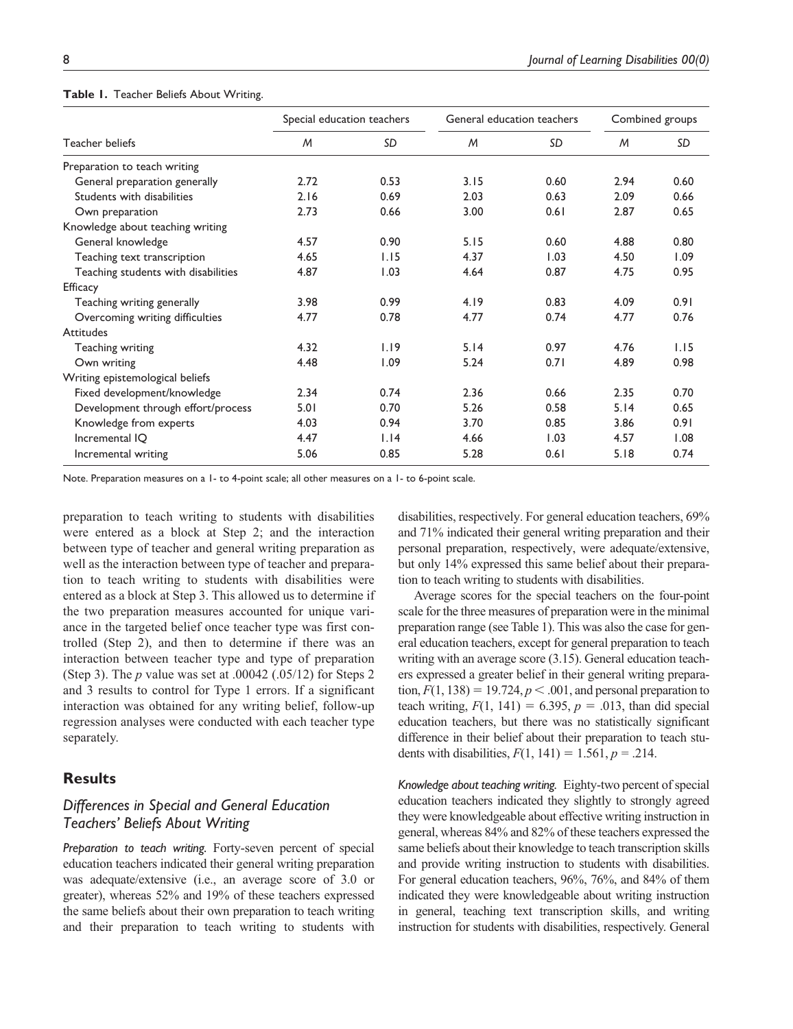**Table 1.** Teacher Beliefs About Writing.

| Teacher beliefs | Special education teachers | | General education teachers | | Combined groups | |
|---|---|---|---|---|---|---|
| | *M* | *SD* | *M* | *SD* | *M* | *SD* |
| Preparation to teach writing | | | | | | |
| General preparation generally | 2.72 | 0.53 | 3.15 | 0.60 | 2.94 | 0.60 |
| Students with disabilities | 2.16 | 0.69 | 2.03 | 0.63 | 2.09 | 0.66 |
| Own preparation | 2.73 | 0.66 | 3.00 | 0.61 | 2.87 | 0.65 |
| Knowledge about teaching writing | | | | | | |
| General knowledge | 4.57 | 0.90 | 5.15 | 0.60 | 4.88 | 0.80 |
| Teaching text transcription | 4.65 | 1.15 | 4.37 | 1.03 | 4.50 | 1.09 |
| Teaching students with disabilities | 4.87 | 1.03 | 4.64 | 0.87 | 4.75 | 0.95 |
| Efficacy | | | | | | |
| Teaching writing generally | 3.98 | 0.99 | 4.19 | 0.83 | 4.09 | 0.91 |
| Overcoming writing difficulties | 4.77 | 0.78 | 4.77 | 0.74 | 4.77 | 0.76 |
| Attitudes | | | | | | |
| Teaching writing | 4.32 | 1.19 | 5.14 | 0.97 | 4.76 | 1.15 |
| Own writing | 4.48 | 1.09 | 5.24 | 0.71 | 4.89 | 0.98 |
| Writing epistemological beliefs | | | | | | |
| Fixed development/knowledge | 2.34 | 0.74 | 2.36 | 0.66 | 2.35 | 0.70 |
| Development through effort/process | 5.01 | 0.70 | 5.26 | 0.58 | 5.14 | 0.65 |
| Knowledge from experts | 4.03 | 0.94 | 3.70 | 0.85 | 3.86 | 0.91 |
| Incremental IQ | 4.47 | 1.14 | 4.66 | 1.03 | 4.57 | 1.08 |
| Incremental writing | 5.06 | 0.85 | 5.28 | 0.61 | 5.18 | 0.74 |

Note. Preparation measures on a 1- to 4-point scale; all other measures on a 1- to 6-point scale.

preparation to teach writing to students with disabilities were entered as a block at Step 2; and the interaction between type of teacher and general writing preparation as well as the interaction between type of teacher and preparation to teach writing to students with disabilities were entered as a block at Step 3. This allowed us to determine if the two preparation measures accounted for unique variance in the targeted belief once teacher type was first controlled (Step 2), and then to determine if there was an interaction between teacher type and type of preparation (Step 3). The $p$ value was set at .00042 (.05/12) for Steps 2 and 3 results to control for Type 1 errors. If a significant interaction was obtained for any writing belief, follow-up regression analyses were conducted with each teacher type separately.

## Results

### Differences in Special and General Education Teachers' Beliefs About Writing

*Preparation to teach writing.* Forty-seven percent of special education teachers indicated their general writing preparation was adequate/extensive (i.e., an average score of 3.0 or greater), whereas 52% and 19% of these teachers expressed the same beliefs about their own preparation to teach writing and their preparation to teach writing to students with disabilities, respectively. For general education teachers, 69% and 71% indicated their general writing preparation and their personal preparation, respectively, were adequate/extensive, but only 14% expressed this same belief about their preparation to teach writing to students with disabilities.

Average scores for the special teachers on the four-point scale for the three measures of preparation were in the minimal preparation range (see Table 1). This was also the case for general education teachers, except for general preparation to teach writing with an average score (3.15). General education teachers expressed a greater belief in their general writing preparation, $F(1, 138) = 19.724, p < .001$, and personal preparation to teach writing, $F(1, 141) = 6.395, p = .013$, than did special education teachers, but there was no statistically significant difference in their belief about their preparation to teach students with disabilities, $F(1, 141) = 1.561, p = .214$.

*Knowledge about teaching writing.* Eighty-two percent of special education teachers indicated they slightly to strongly agreed they were knowledgeable about effective writing instruction in general, whereas 84% and 82% of these teachers expressed the same beliefs about their knowledge to teach transcription skills and provide writing instruction to students with disabilities. For general education teachers, 96%, 76%, and 84% of them indicated they were knowledgeable about writing instruction in general, teaching text transcription skills, and writing instruction for students with disabilities, respectively. General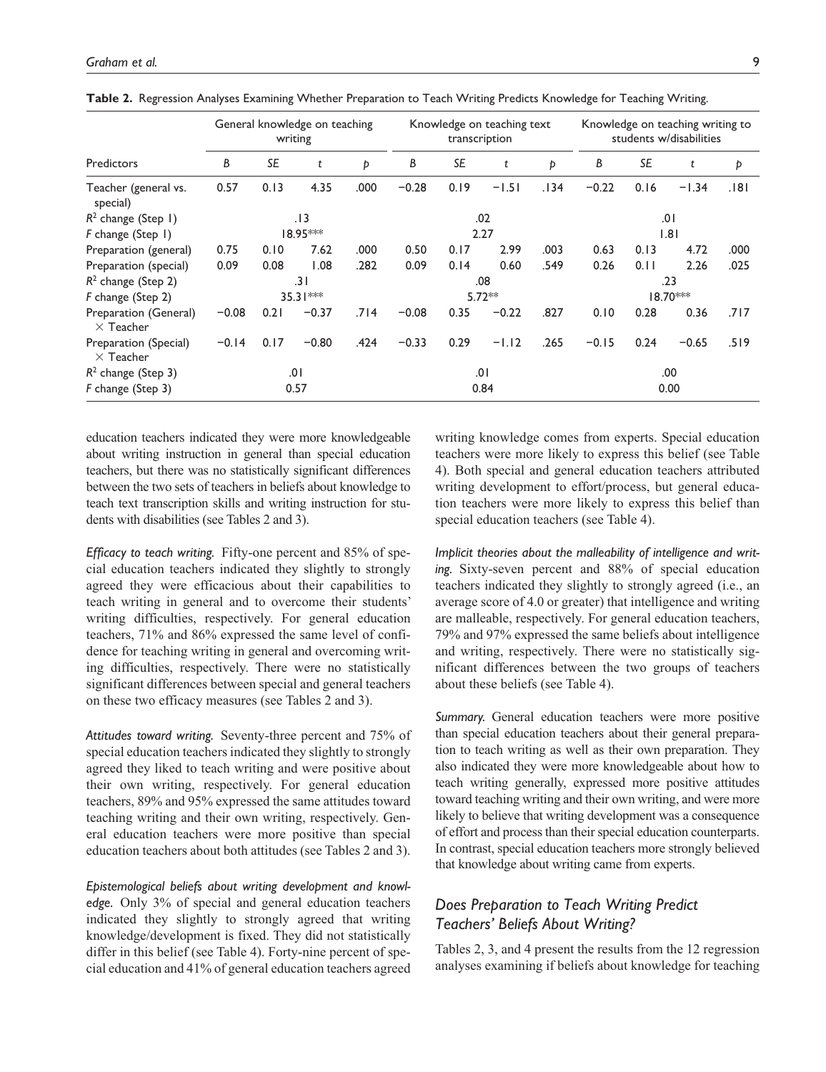**Table 2.** Regression Analyses Examining Whether Preparation to Teach Writing Predicts Knowledge for Teaching Writing.

| Predictors | General knowledge on teaching writing | | | | Knowledge on teaching text transcription | | | | Knowledge on teaching writing to students w/disabilities | | | |
|---|---|---|---|---|---|---|---|---|---|---|---|---|
| | *B* | *SE* | *t* | *p* | *B* | *SE* | *t* | *p* | *B* | *SE* | *t* | *p* |
| Teacher (general vs. special) | 0.57 | 0.13 | 4.35 | .000 | −0.28 | 0.19 | −1.51 | .134 | −0.22 | 0.16 | −1.34 | .181 |
| $R^2$ change (Step 1) | .13 | | | | .02 | | | | .01 | | | |
| *F* change (Step 1) | 18.95*** | | | | 2.27 | | | | 1.81 | | | |
| Preparation (general) | 0.75 | 0.10 | 7.62 | .000 | 0.50 | 0.17 | 2.99 | .003 | 0.63 | 0.13 | 4.72 | .000 |
| Preparation (special) | 0.09 | 0.08 | 1.08 | .282 | 0.09 | 0.14 | 0.60 | .549 | 0.26 | 0.11 | 2.26 | .025 |
| $R^2$ change (Step 2) | .31 | | | | .08 | | | | .23 | | | |
| *F* change (Step 2) | 35.31*** | | | | 5.72** | | | | 18.70*** | | | |
| Preparation (General) × Teacher | −0.08 | 0.21 | −0.37 | .714 | −0.08 | 0.35 | −0.22 | .827 | 0.10 | 0.28 | 0.36 | .717 |
| Preparation (Special) × Teacher | −0.14 | 0.17 | −0.80 | .424 | −0.33 | 0.29 | −1.12 | .265 | −0.15 | 0.24 | −0.65 | .519 |
| $R^2$ change (Step 3) | .01 | | | | .01 | | | | .00 | | | |
| *F* change (Step 3) | 0.57 | | | | 0.84 | | | | 0.00 | | | |

education teachers indicated they were more knowledgeable about writing instruction in general than special education teachers, but there was no statistically significant differences between the two sets of teachers in beliefs about knowledge to teach text transcription skills and writing instruction for students with disabilities (see Tables 2 and 3).

*Efficacy to teach writing.* Fifty-one percent and 85% of special education teachers indicated they slightly to strongly agreed they were efficacious about their capabilities to teach writing in general and to overcome their students' writing difficulties, respectively. For general education teachers, 71% and 86% expressed the same level of confidence for teaching writing in general and overcoming writing difficulties, respectively. There were no statistically significant differences between special and general teachers on these two efficacy measures (see Tables 2 and 3).

*Attitudes toward writing.* Seventy-three percent and 75% of special education teachers indicated they slightly to strongly agreed they liked to teach writing and were positive about their own writing, respectively. For general education teachers, 89% and 95% expressed the same attitudes toward teaching writing and their own writing, respectively. General education teachers were more positive than special education teachers about both attitudes (see Tables 2 and 3).

*Epistemological beliefs about writing development and knowledge.* Only 3% of special and general education teachers indicated they slightly to strongly agreed that writing knowledge/development is fixed. They did not statistically differ in this belief (see Table 4). Forty-nine percent of special education and 41% of general education teachers agreed writing knowledge comes from experts. Special education teachers were more likely to express this belief (see Table 4). Both special and general education teachers attributed writing development to effort/process, but general education teachers were more likely to express this belief than special education teachers (see Table 4).

*Implicit theories about the malleability of intelligence and writing.* Sixty-seven percent and 88% of special education teachers indicated they slightly to strongly agreed (i.e., an average score of 4.0 or greater) that intelligence and writing are malleable, respectively. For general education teachers, 79% and 97% expressed the same beliefs about intelligence and writing, respectively. There were no statistically significant differences between the two groups of teachers about these beliefs (see Table 4).

*Summary.* General education teachers were more positive than special education teachers about their general preparation to teach writing as well as their own preparation. They also indicated they were more knowledgeable about how to teach writing generally, expressed more positive attitudes toward teaching writing and their own writing, and were more likely to believe that writing development was a consequence of effort and process than their special education counterparts. In contrast, special education teachers more strongly believed that knowledge about writing came from experts.

## *Does Preparation to Teach Writing Predict Teachers' Beliefs About Writing?*

Tables 2, 3, and 4 present the results from the 12 regression analyses examining if beliefs about knowledge for teaching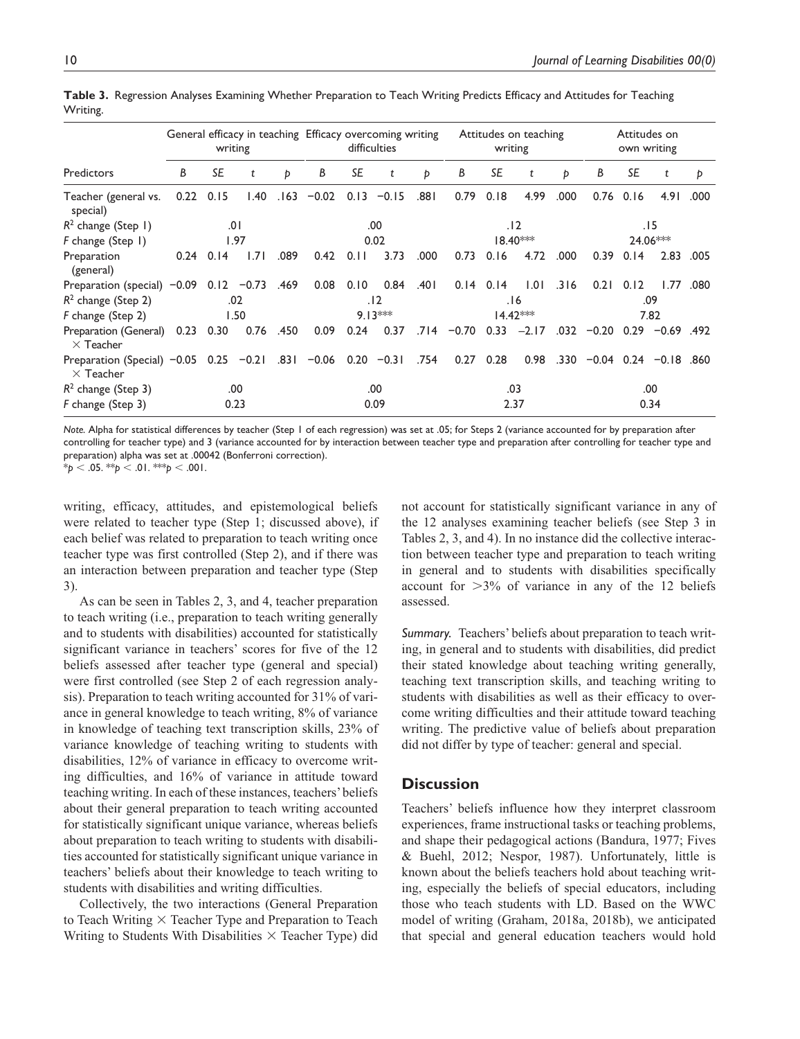**Table 3.** Regression Analyses Examining Whether Preparation to Teach Writing Predicts Efficacy and Attitudes for Teaching Writing.

| | General efficacy in teaching writing | | | | Efficacy overcoming writing difficulties | | | | Attitudes on teaching writing | | | | Attitudes on own writing | | | |
|---|---|---|---|---|---|---|---|---|---|---|---|---|---|---|---|---|
| Predictors | *B* | *SE* | *t* | *p* | *B* | *SE* | *t* | *p* | *B* | *SE* | *t* | *p* | *B* | *SE* | *t* | *p* |
| Teacher (general vs. special) | 0.22 | 0.15 | 1.40 | .163 | −0.02 | 0.13 | −0.15 | .881 | 0.79 | 0.18 | 4.99 | .000 | 0.76 | 0.16 | 4.91 | .000 |
| $R^2$ change (Step 1) | | .01 | | | | .00 | | | | .12 | | | | .15 | | |
| *F* change (Step 1) | | 1.97 | | | | 0.02 | | | | 18.40*** | | | | 24.06*** | | |
| Preparation (general) | 0.24 | 0.14 | 1.71 | .089 | 0.42 | 0.11 | 3.73 | .000 | 0.73 | 0.16 | 4.72 | .000 | 0.39 | 0.14 | 2.83 | .005 |
| Preparation (special) | −0.09 | 0.12 | −0.73 | .469 | 0.08 | 0.10 | 0.84 | .401 | 0.14 | 0.14 | 1.01 | .316 | 0.21 | 0.12 | 1.77 | .080 |
| $R^2$ change (Step 2) | | .02 | | | | .12 | | | | .16 | | | | .09 | | |
| *F* change (Step 2) | | 1.50 | | | | 9.13*** | | | | 14.42*** | | | | 7.82 | | |
| Preparation (General) × Teacher | 0.23 | 0.30 | 0.76 | .450 | 0.09 | 0.24 | 0.37 | .714 | −0.70 | 0.33 | −2.17 | .032 | −0.20 | 0.29 | −0.69 | .492 |
| Preparation (Special) × Teacher | −0.05 | 0.25 | −0.21 | .831 | −0.06 | 0.20 | −0.31 | .754 | 0.27 | 0.28 | 0.98 | .330 | −0.04 | 0.24 | −0.18 | .860 |
| $R^2$ change (Step 3) | | .00 | | | | .00 | | | | .03 | | | | .00 | | |
| *F* change (Step 3) | | 0.23 | | | | 0.09 | | | | 2.37 | | | | 0.34 | | |

*Note.* Alpha for statistical differences by teacher (Step 1 of each regression) was set at .05; for Steps 2 (variance accounted for by preparation after controlling for teacher type) and 3 (variance accounted for by interaction between teacher type and preparation after controlling for teacher type and preparation) alpha was set at .00042 (Bonferroni correction).
$^*p < .05$. $^{**}p < .01$. $^{***}p < .001$.

writing, efficacy, attitudes, and epistemological beliefs were related to teacher type (Step 1; discussed above), if each belief was related to preparation to teach writing once teacher type was first controlled (Step 2), and if there was an interaction between preparation and teacher type (Step 3).

As can be seen in Tables 2, 3, and 4, teacher preparation to teach writing (i.e., preparation to teach writing generally and to students with disabilities) accounted for statistically significant variance in teachers' scores for five of the 12 beliefs assessed after teacher type (general and special) were first controlled (see Step 2 of each regression analysis). Preparation to teach writing accounted for 31% of variance in general knowledge to teach writing, 8% of variance in knowledge of teaching text transcription skills, 23% of variance knowledge of teaching writing to students with disabilities, 12% of variance in efficacy to overcome writing difficulties, and 16% of variance in attitude toward teaching writing. In each of these instances, teachers' beliefs about their general preparation to teach writing accounted for statistically significant unique variance, whereas beliefs about preparation to teach writing to students with disabilities accounted for statistically significant unique variance in teachers' beliefs about their knowledge to teach writing to students with disabilities and writing difficulties.

Collectively, the two interactions (General Preparation to Teach Writing × Teacher Type and Preparation to Teach Writing to Students With Disabilities × Teacher Type) did not account for statistically significant variance in any of the 12 analyses examining teacher beliefs (see Step 3 in Tables 2, 3, and 4). In no instance did the collective interaction between teacher type and preparation to teach writing in general and to students with disabilities specifically account for >3% of variance in any of the 12 beliefs assessed.

*Summary.* Teachers' beliefs about preparation to teach writing, in general and to students with disabilities, did predict their stated knowledge about teaching writing generally, teaching text transcription skills, and teaching writing to students with disabilities as well as their efficacy to overcome writing difficulties and their attitude toward teaching writing. The predictive value of beliefs about preparation did not differ by type of teacher: general and special.

## Discussion

Teachers' beliefs influence how they interpret classroom experiences, frame instructional tasks or teaching problems, and shape their pedagogical actions (Bandura, 1977; Fives & Buehl, 2012; Nespor, 1987). Unfortunately, little is known about the beliefs teachers hold about teaching writing, especially the beliefs of special educators, including those who teach students with LD. Based on the WWC model of writing (Graham, 2018a, 2018b), we anticipated that special and general education teachers would hold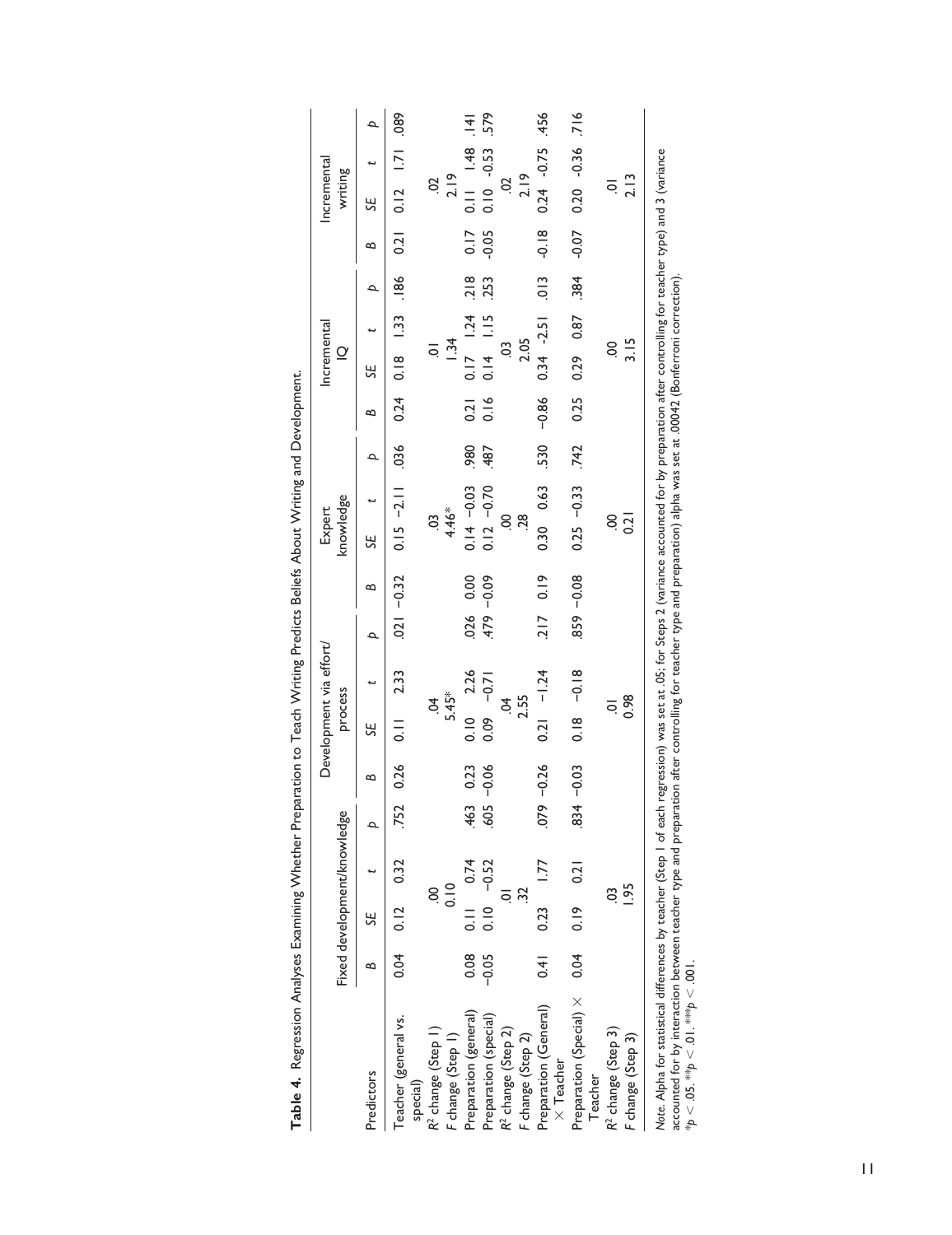**Table 4.** Regression Analyses Examining Whether Preparation to Teach Writing Predicts Beliefs About Writing and Development.

| Predictors | Fixed development/knowledge | | | | Development via effort/process | | | | Expert knowledge | | | | Incremental IQ | | | | Incremental writing | | | |
|---|---|---|---|---|---|---|---|---|---|---|---|---|---|---|---|---|---|---|---|---|
| | *B* | *SE* | *t* | *p* | *B* | *SE* | *t* | *p* | *B* | *SE* | *t* | *p* | *B* | *SE* | *t* | *p* | *B* | *SE* | *t* | *p* |
| Teacher (general vs. special) | 0.04 | 0.12 | 0.32 | .752 | 0.26 | 0.11 | 2.33 | .021 | −0.32 | 0.15 | −2.11 | .036 | 0.24 | 0.18 | 1.33 | .186 | 0.21 | 0.12 | 1.71 | .089 |
| $R^2$ change (Step 1) | | .00 | | | | .04 | | | | .03 | | | | .01 | | | | .02 | | |
| *F* change (Step 1) | | 0.10 | | | | 5.45* | | | | 4.46* | | | | 1.34 | | | | 2.19 | | |
| Preparation (general) | 0.08 | 0.11 | 0.74 | .463 | 0.23 | 0.10 | 2.26 | .026 | 0.00 | 0.14 | −0.03 | .980 | 0.21 | 0.17 | 1.24 | .218 | 0.17 | 0.11 | 1.48 | .141 |
| Preparation (special) | −0.05 | 0.10 | −0.52 | .605 | −0.06 | 0.09 | −0.71 | .479 | −0.09 | 0.12 | −0.70 | .487 | 0.16 | 0.14 | 1.15 | .253 | -0.05 | 0.10 | -0.53 | .579 |
| $R^2$ change (Step 2) | | .01 | | | | .04 | | | | .00 | | | | .03 | | | | .02 | | |
| *F* change (Step 2) | | .32 | | | | 2.55 | | | | .28 | | | | 2.05 | | | | 2.19 | | |
| Preparation (General) × Teacher | 0.41 | 0.23 | 1.77 | .079 | −0.26 | 0.21 | −1.24 | .217 | 0.19 | 0.30 | 0.63 | .530 | −0.86 | 0.34 | -2.51 | .013 | -0.18 | 0.24 | -0.75 | .456 |
| Preparation (Special) × Teacher | 0.04 | 0.19 | 0.21 | .834 | −0.03 | 0.18 | −0.18 | .859 | −0.08 | 0.25 | −0.33 | .742 | 0.25 | 0.29 | 0.87 | .384 | -0.07 | 0.20 | -0.36 | .716 |
| $R^2$ change (Step 3) | | .03 | | | | .01 | | | | .00 | | | | .00 | | | | .01 | | |
| *F* change (Step 3) | | 1.95 | | | | 0.98 | | | | 0.21 | | | | 3.15 | | | | 2.13 | | |

*Note.* Alpha for statistical differences by teacher (Step 1 of each regression) was set at .05; for Steps 2 (variance accounted for by preparation after controlling for teacher type) and 3 (variance accounted for by interaction between teacher type and preparation after controlling for teacher type and preparation) alpha was set at .00042 (Bonferroni correction).
*$p < .05$. **$p < .01$. ***$p < .001$.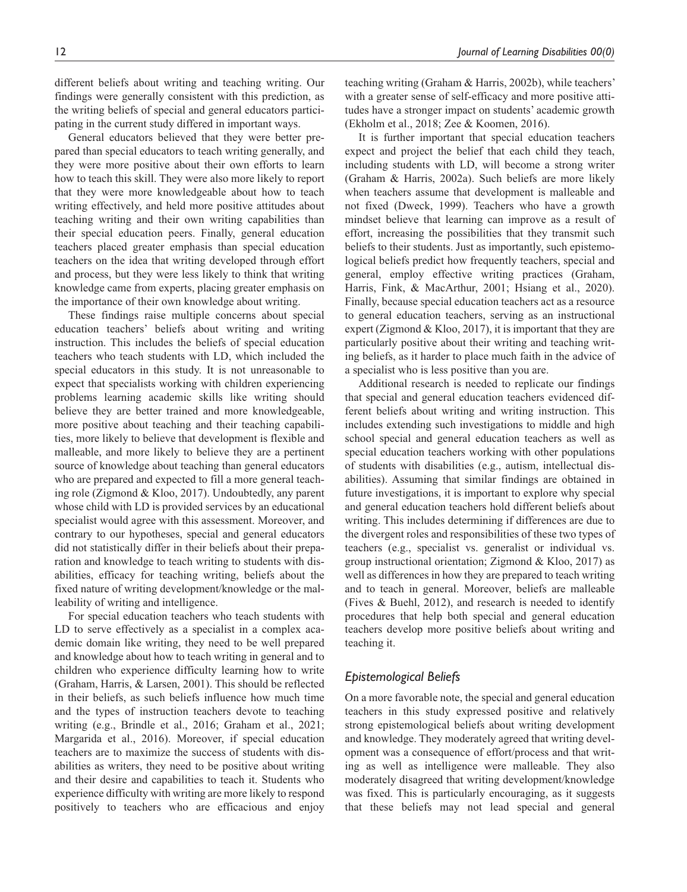different beliefs about writing and teaching writing. Our findings were generally consistent with this prediction, as the writing beliefs of special and general educators participating in the current study differed in important ways.

General educators believed that they were better prepared than special educators to teach writing generally, and they were more positive about their own efforts to learn how to teach this skill. They were also more likely to report that they were more knowledgeable about how to teach writing effectively, and held more positive attitudes about teaching writing and their own writing capabilities than their special education peers. Finally, general education teachers placed greater emphasis than special education teachers on the idea that writing developed through effort and process, but they were less likely to think that writing knowledge came from experts, placing greater emphasis on the importance of their own knowledge about writing.

These findings raise multiple concerns about special education teachers' beliefs about writing and writing instruction. This includes the beliefs of special education teachers who teach students with LD, which included the special educators in this study. It is not unreasonable to expect that specialists working with children experiencing problems learning academic skills like writing should believe they are better trained and more knowledgeable, more positive about teaching and their teaching capabilities, more likely to believe that development is flexible and malleable, and more likely to believe they are a pertinent source of knowledge about teaching than general educators who are prepared and expected to fill a more general teaching role (Zigmond & Kloo, 2017). Undoubtedly, any parent whose child with LD is provided services by an educational specialist would agree with this assessment. Moreover, and contrary to our hypotheses, special and general educators did not statistically differ in their beliefs about their preparation and knowledge to teach writing to students with disabilities, efficacy for teaching writing, beliefs about the fixed nature of writing development/knowledge or the malleability of writing and intelligence.

For special education teachers who teach students with LD to serve effectively as a specialist in a complex academic domain like writing, they need to be well prepared and knowledge about how to teach writing in general and to children who experience difficulty learning how to write (Graham, Harris, & Larsen, 2001). This should be reflected in their beliefs, as such beliefs influence how much time and the types of instruction teachers devote to teaching writing (e.g., Brindle et al., 2016; Graham et al., 2021; Margarida et al., 2016). Moreover, if special education teachers are to maximize the success of students with disabilities as writers, they need to be positive about writing and their desire and capabilities to teach it. Students who experience difficulty with writing are more likely to respond positively to teachers who are efficacious and enjoy teaching writing (Graham & Harris, 2002b), while teachers' with a greater sense of self-efficacy and more positive attitudes have a stronger impact on students' academic growth (Ekholm et al., 2018; Zee & Koomen, 2016).

It is further important that special education teachers expect and project the belief that each child they teach, including students with LD, will become a strong writer (Graham & Harris, 2002a). Such beliefs are more likely when teachers assume that development is malleable and not fixed (Dweck, 1999). Teachers who have a growth mindset believe that learning can improve as a result of effort, increasing the possibilities that they transmit such beliefs to their students. Just as importantly, such epistemological beliefs predict how frequently teachers, special and general, employ effective writing practices (Graham, Harris, Fink, & MacArthur, 2001; Hsiang et al., 2020). Finally, because special education teachers act as a resource to general education teachers, serving as an instructional expert (Zigmond & Kloo, 2017), it is important that they are particularly positive about their writing and teaching writing beliefs, as it harder to place much faith in the advice of a specialist who is less positive than you are.

Additional research is needed to replicate our findings that special and general education teachers evidenced different beliefs about writing and writing instruction. This includes extending such investigations to middle and high school special and general education teachers as well as special education teachers working with other populations of students with disabilities (e.g., autism, intellectual disabilities). Assuming that similar findings are obtained in future investigations, it is important to explore why special and general education teachers hold different beliefs about writing. This includes determining if differences are due to the divergent roles and responsibilities of these two types of teachers (e.g., specialist vs. generalist or individual vs. group instructional orientation; Zigmond & Kloo, 2017) as well as differences in how they are prepared to teach writing and to teach in general. Moreover, beliefs are malleable (Fives & Buehl, 2012), and research is needed to identify procedures that help both special and general education teachers develop more positive beliefs about writing and teaching it.

### *Epistemological Beliefs*

On a more favorable note, the special and general education teachers in this study expressed positive and relatively strong epistemological beliefs about writing development and knowledge. They moderately agreed that writing development was a consequence of effort/process and that writing as well as intelligence were malleable. They also moderately disagreed that writing development/knowledge was fixed. This is particularly encouraging, as it suggests that these beliefs may not lead special and general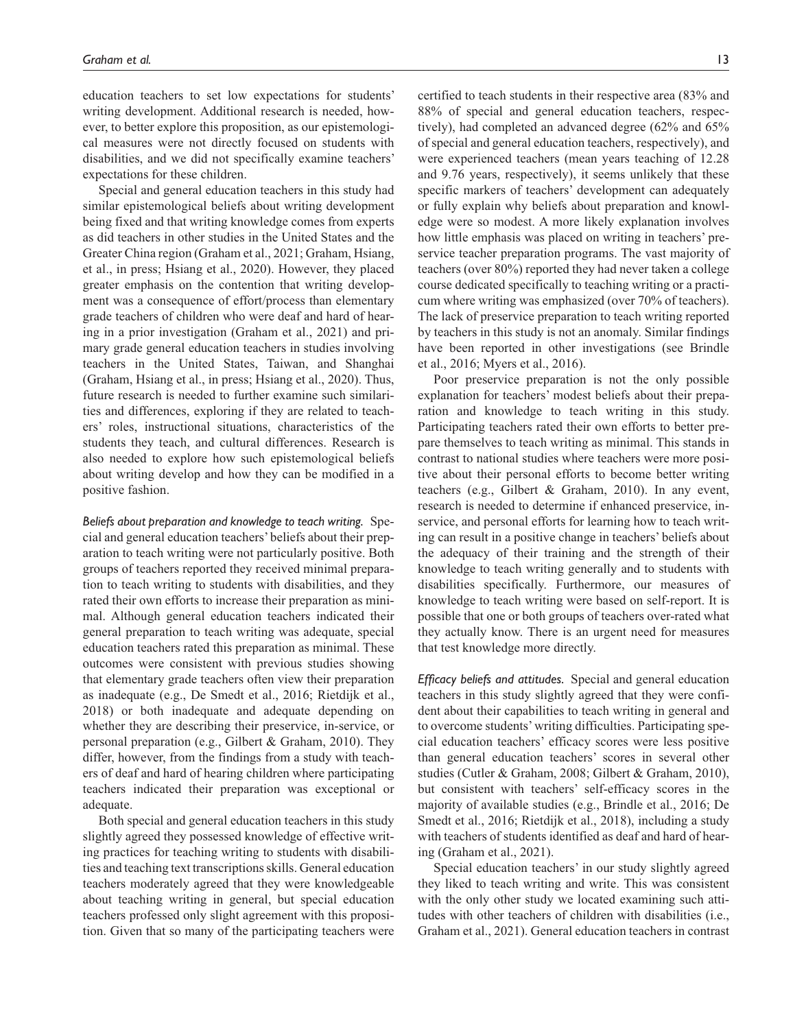education teachers to set low expectations for students' writing development. Additional research is needed, however, to better explore this proposition, as our epistemological measures were not directly focused on students with disabilities, and we did not specifically examine teachers' expectations for these children.

Special and general education teachers in this study had similar epistemological beliefs about writing development being fixed and that writing knowledge comes from experts as did teachers in other studies in the United States and the Greater China region (Graham et al., 2021; Graham, Hsiang, et al., in press; Hsiang et al., 2020). However, they placed greater emphasis on the contention that writing development was a consequence of effort/process than elementary grade teachers of children who were deaf and hard of hearing in a prior investigation (Graham et al., 2021) and primary grade general education teachers in studies involving teachers in the United States, Taiwan, and Shanghai (Graham, Hsiang et al., in press; Hsiang et al., 2020). Thus, future research is needed to further examine such similarities and differences, exploring if they are related to teachers' roles, instructional situations, characteristics of the students they teach, and cultural differences. Research is also needed to explore how such epistemological beliefs about writing develop and how they can be modified in a positive fashion.

*Beliefs about preparation and knowledge to teach writing.* Special and general education teachers' beliefs about their preparation to teach writing were not particularly positive. Both groups of teachers reported they received minimal preparation to teach writing to students with disabilities, and they rated their own efforts to increase their preparation as minimal. Although general education teachers indicated their general preparation to teach writing was adequate, special education teachers rated this preparation as minimal. These outcomes were consistent with previous studies showing that elementary grade teachers often view their preparation as inadequate (e.g., De Smedt et al., 2016; Rietdijk et al., 2018) or both inadequate and adequate depending on whether they are describing their preservice, in-service, or personal preparation (e.g., Gilbert & Graham, 2010). They differ, however, from the findings from a study with teachers of deaf and hard of hearing children where participating teachers indicated their preparation was exceptional or adequate.

Both special and general education teachers in this study slightly agreed they possessed knowledge of effective writing practices for teaching writing to students with disabilities and teaching text transcriptions skills. General education teachers moderately agreed that they were knowledgeable about teaching writing in general, but special education teachers professed only slight agreement with this proposition. Given that so many of the participating teachers were certified to teach students in their respective area (83% and 88% of special and general education teachers, respectively), had completed an advanced degree (62% and 65% of special and general education teachers, respectively), and were experienced teachers (mean years teaching of 12.28 and 9.76 years, respectively), it seems unlikely that these specific markers of teachers' development can adequately or fully explain why beliefs about preparation and knowledge were so modest. A more likely explanation involves how little emphasis was placed on writing in teachers' preservice teacher preparation programs. The vast majority of teachers (over 80%) reported they had never taken a college course dedicated specifically to teaching writing or a practicum where writing was emphasized (over 70% of teachers). The lack of preservice preparation to teach writing reported by teachers in this study is not an anomaly. Similar findings have been reported in other investigations (see Brindle et al., 2016; Myers et al., 2016).

Poor preservice preparation is not the only possible explanation for teachers' modest beliefs about their preparation and knowledge to teach writing in this study. Participating teachers rated their own efforts to better prepare themselves to teach writing as minimal. This stands in contrast to national studies where teachers were more positive about their personal efforts to become better writing teachers (e.g., Gilbert & Graham, 2010). In any event, research is needed to determine if enhanced preservice, in-service, and personal efforts for learning how to teach writing can result in a positive change in teachers' beliefs about the adequacy of their training and the strength of their knowledge to teach writing generally and to students with disabilities specifically. Furthermore, our measures of knowledge to teach writing were based on self-report. It is possible that one or both groups of teachers over-rated what they actually know. There is an urgent need for measures that test knowledge more directly.

*Efficacy beliefs and attitudes.* Special and general education teachers in this study slightly agreed that they were confident about their capabilities to teach writing in general and to overcome students' writing difficulties. Participating special education teachers' efficacy scores were less positive than general education teachers' scores in several other studies (Cutler & Graham, 2008; Gilbert & Graham, 2010), but consistent with teachers' self-efficacy scores in the majority of available studies (e.g., Brindle et al., 2016; De Smedt et al., 2016; Rietdijk et al., 2018), including a study with teachers of students identified as deaf and hard of hearing (Graham et al., 2021).

Special education teachers' in our study slightly agreed they liked to teach writing and write. This was consistent with the only other study we located examining such attitudes with other teachers of children with disabilities (i.e., Graham et al., 2021). General education teachers in contrast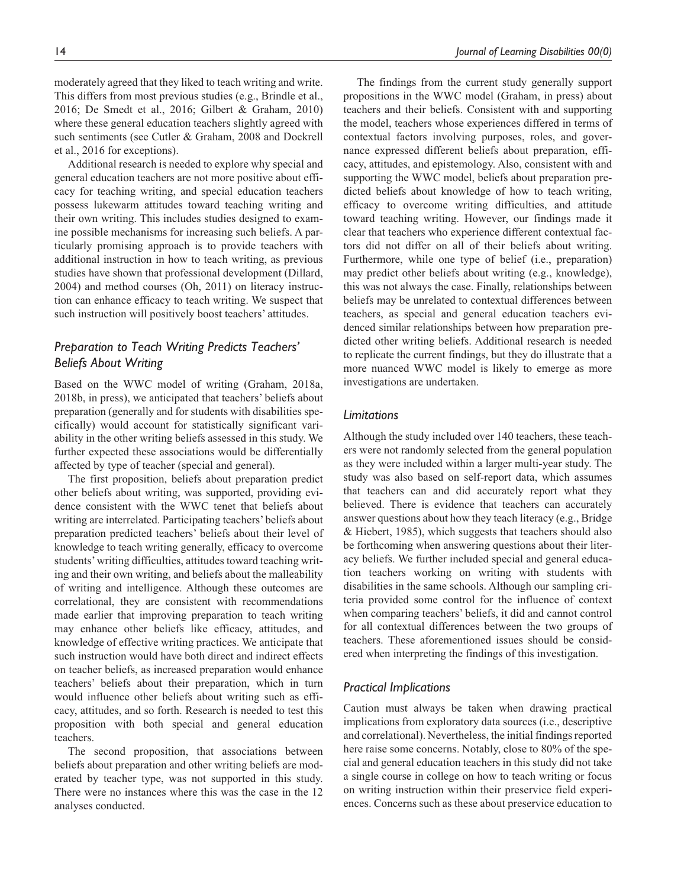moderately agreed that they liked to teach writing and write. This differs from most previous studies (e.g., Brindle et al., 2016; De Smedt et al., 2016; Gilbert & Graham, 2010) where these general education teachers slightly agreed with such sentiments (see Cutler & Graham, 2008 and Dockrell et al., 2016 for exceptions).

Additional research is needed to explore why special and general education teachers are not more positive about efficacy for teaching writing, and special education teachers possess lukewarm attitudes toward teaching writing and their own writing. This includes studies designed to examine possible mechanisms for increasing such beliefs. A particularly promising approach is to provide teachers with additional instruction in how to teach writing, as previous studies have shown that professional development (Dillard, 2004) and method courses (Oh, 2011) on literacy instruction can enhance efficacy to teach writing. We suspect that such instruction will positively boost teachers' attitudes.

### *Preparation to Teach Writing Predicts Teachers' Beliefs About Writing*

Based on the WWC model of writing (Graham, 2018a, 2018b, in press), we anticipated that teachers' beliefs about preparation (generally and for students with disabilities specifically) would account for statistically significant variability in the other writing beliefs assessed in this study. We further expected these associations would be differentially affected by type of teacher (special and general).

The first proposition, beliefs about preparation predict other beliefs about writing, was supported, providing evidence consistent with the WWC tenet that beliefs about writing are interrelated. Participating teachers' beliefs about preparation predicted teachers' beliefs about their level of knowledge to teach writing generally, efficacy to overcome students' writing difficulties, attitudes toward teaching writing and their own writing, and beliefs about the malleability of writing and intelligence. Although these outcomes are correlational, they are consistent with recommendations made earlier that improving preparation to teach writing may enhance other beliefs like efficacy, attitudes, and knowledge of effective writing practices. We anticipate that such instruction would have both direct and indirect effects on teacher beliefs, as increased preparation would enhance teachers' beliefs about their preparation, which in turn would influence other beliefs about writing such as efficacy, attitudes, and so forth. Research is needed to test this proposition with both special and general education teachers.

The second proposition, that associations between beliefs about preparation and other writing beliefs are moderated by teacher type, was not supported in this study. There were no instances where this was the case in the 12 analyses conducted.

The findings from the current study generally support propositions in the WWC model (Graham, in press) about teachers and their beliefs. Consistent with and supporting the model, teachers whose experiences differed in terms of contextual factors involving purposes, roles, and governance expressed different beliefs about preparation, efficacy, attitudes, and epistemology. Also, consistent with and supporting the WWC model, beliefs about preparation predicted beliefs about knowledge of how to teach writing, efficacy to overcome writing difficulties, and attitude toward teaching writing. However, our findings made it clear that teachers who experience different contextual factors did not differ on all of their beliefs about writing. Furthermore, while one type of belief (i.e., preparation) may predict other beliefs about writing (e.g., knowledge), this was not always the case. Finally, relationships between beliefs may be unrelated to contextual differences between teachers, as special and general education teachers evidenced similar relationships between how preparation predicted other writing beliefs. Additional research is needed to replicate the current findings, but they do illustrate that a more nuanced WWC model is likely to emerge as more investigations are undertaken.

### *Limitations*

Although the study included over 140 teachers, these teachers were not randomly selected from the general population as they were included within a larger multi-year study. The study was also based on self-report data, which assumes that teachers can and did accurately report what they believed. There is evidence that teachers can accurately answer questions about how they teach literacy (e.g., Bridge & Hiebert, 1985), which suggests that teachers should also be forthcoming when answering questions about their literacy beliefs. We further included special and general education teachers working on writing with students with disabilities in the same schools. Although our sampling criteria provided some control for the influence of context when comparing teachers' beliefs, it did and cannot control for all contextual differences between the two groups of teachers. These aforementioned issues should be considered when interpreting the findings of this investigation.

### *Practical Implications*

Caution must always be taken when drawing practical implications from exploratory data sources (i.e., descriptive and correlational). Nevertheless, the initial findings reported here raise some concerns. Notably, close to 80% of the special and general education teachers in this study did not take a single course in college on how to teach writing or focus on writing instruction within their preservice field experiences. Concerns such as these about preservice education to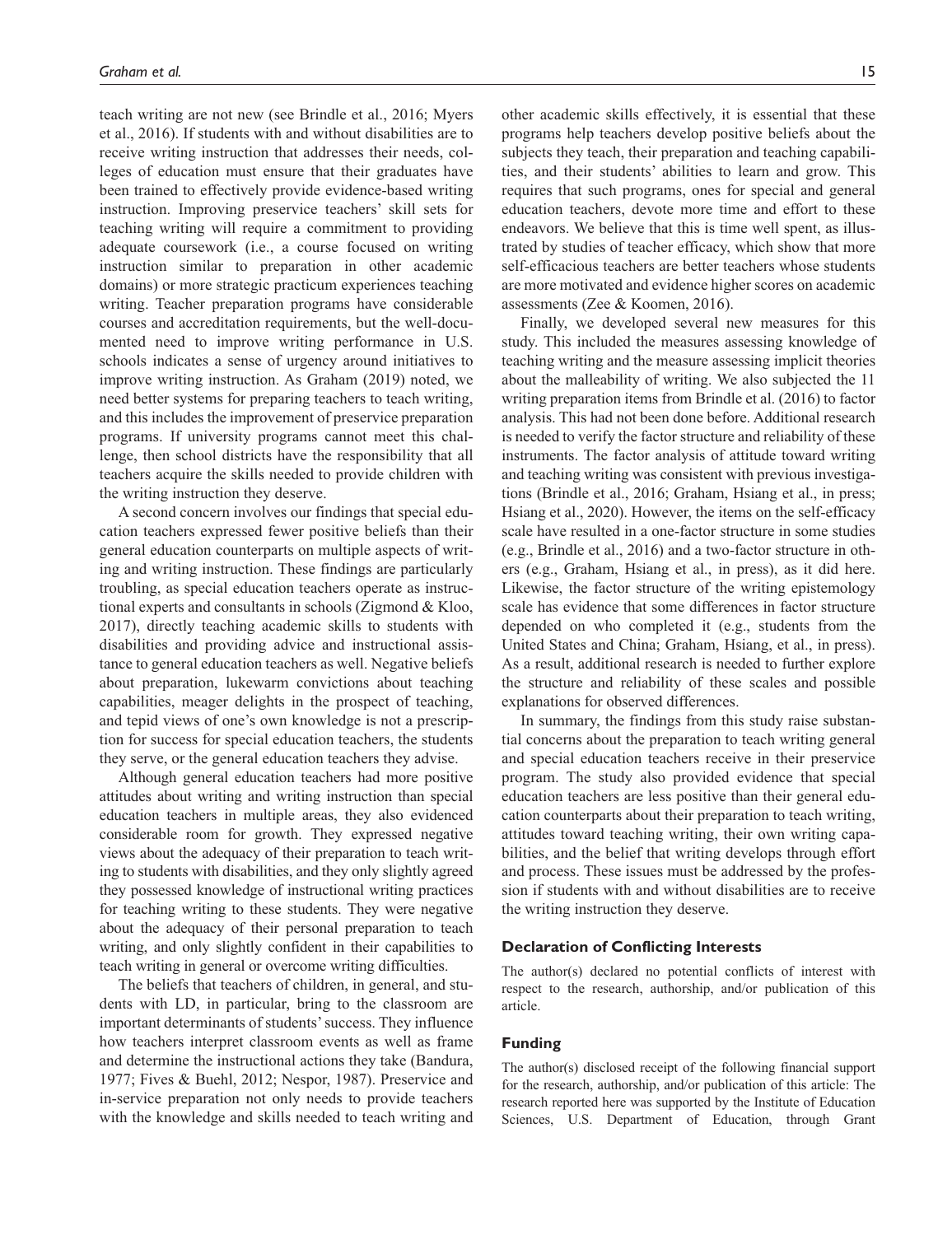teach writing are not new (see Brindle et al., 2016; Myers et al., 2016). If students with and without disabilities are to receive writing instruction that addresses their needs, colleges of education must ensure that their graduates have been trained to effectively provide evidence-based writing instruction. Improving preservice teachers' skill sets for teaching writing will require a commitment to providing adequate coursework (i.e., a course focused on writing instruction similar to preparation in other academic domains) or more strategic practicum experiences teaching writing. Teacher preparation programs have considerable courses and accreditation requirements, but the well-documented need to improve writing performance in U.S. schools indicates a sense of urgency around initiatives to improve writing instruction. As Graham (2019) noted, we need better systems for preparing teachers to teach writing, and this includes the improvement of preservice preparation programs. If university programs cannot meet this challenge, then school districts have the responsibility that all teachers acquire the skills needed to provide children with the writing instruction they deserve.

A second concern involves our findings that special education teachers expressed fewer positive beliefs than their general education counterparts on multiple aspects of writing and writing instruction. These findings are particularly troubling, as special education teachers operate as instructional experts and consultants in schools (Zigmond & Kloo, 2017), directly teaching academic skills to students with disabilities and providing advice and instructional assistance to general education teachers as well. Negative beliefs about preparation, lukewarm convictions about teaching capabilities, meager delights in the prospect of teaching, and tepid views of one's own knowledge is not a prescription for success for special education teachers, the students they serve, or the general education teachers they advise.

Although general education teachers had more positive attitudes about writing and writing instruction than special education teachers in multiple areas, they also evidenced considerable room for growth. They expressed negative views about the adequacy of their preparation to teach writing to students with disabilities, and they only slightly agreed they possessed knowledge of instructional writing practices for teaching writing to these students. They were negative about the adequacy of their personal preparation to teach writing, and only slightly confident in their capabilities to teach writing in general or overcome writing difficulties.

The beliefs that teachers of children, in general, and students with LD, in particular, bring to the classroom are important determinants of students' success. They influence how teachers interpret classroom events as well as frame and determine the instructional actions they take (Bandura, 1977; Fives & Buehl, 2012; Nespor, 1987). Preservice and in-service preparation not only needs to provide teachers with the knowledge and skills needed to teach writing and other academic skills effectively, it is essential that these programs help teachers develop positive beliefs about the subjects they teach, their preparation and teaching capabilities, and their students' abilities to learn and grow. This requires that such programs, ones for special and general education teachers, devote more time and effort to these endeavors. We believe that this is time well spent, as illustrated by studies of teacher efficacy, which show that more self-efficacious teachers are better teachers whose students are more motivated and evidence higher scores on academic assessments (Zee & Koomen, 2016).

Finally, we developed several new measures for this study. This included the measures assessing knowledge of teaching writing and the measure assessing implicit theories about the malleability of writing. We also subjected the 11 writing preparation items from Brindle et al. (2016) to factor analysis. This had not been done before. Additional research is needed to verify the factor structure and reliability of these instruments. The factor analysis of attitude toward writing and teaching writing was consistent with previous investigations (Brindle et al., 2016; Graham, Hsiang et al., in press; Hsiang et al., 2020). However, the items on the self-efficacy scale have resulted in a one-factor structure in some studies (e.g., Brindle et al., 2016) and a two-factor structure in others (e.g., Graham, Hsiang et al., in press), as it did here. Likewise, the factor structure of the writing epistemology scale has evidence that some differences in factor structure depended on who completed it (e.g., students from the United States and China; Graham, Hsiang, et al., in press). As a result, additional research is needed to further explore the structure and reliability of these scales and possible explanations for observed differences.

In summary, the findings from this study raise substantial concerns about the preparation to teach writing general and special education teachers receive in their preservice program. The study also provided evidence that special education teachers are less positive than their general education counterparts about their preparation to teach writing, attitudes toward teaching writing, their own writing capabilities, and the belief that writing develops through effort and process. These issues must be addressed by the profession if students with and without disabilities are to receive the writing instruction they deserve.

### Declaration of Conflicting Interests

The author(s) declared no potential conflicts of interest with respect to the research, authorship, and/or publication of this article.

### Funding

The author(s) disclosed receipt of the following financial support for the research, authorship, and/or publication of this article: The research reported here was supported by the Institute of Education Sciences, U.S. Department of Education, through Grant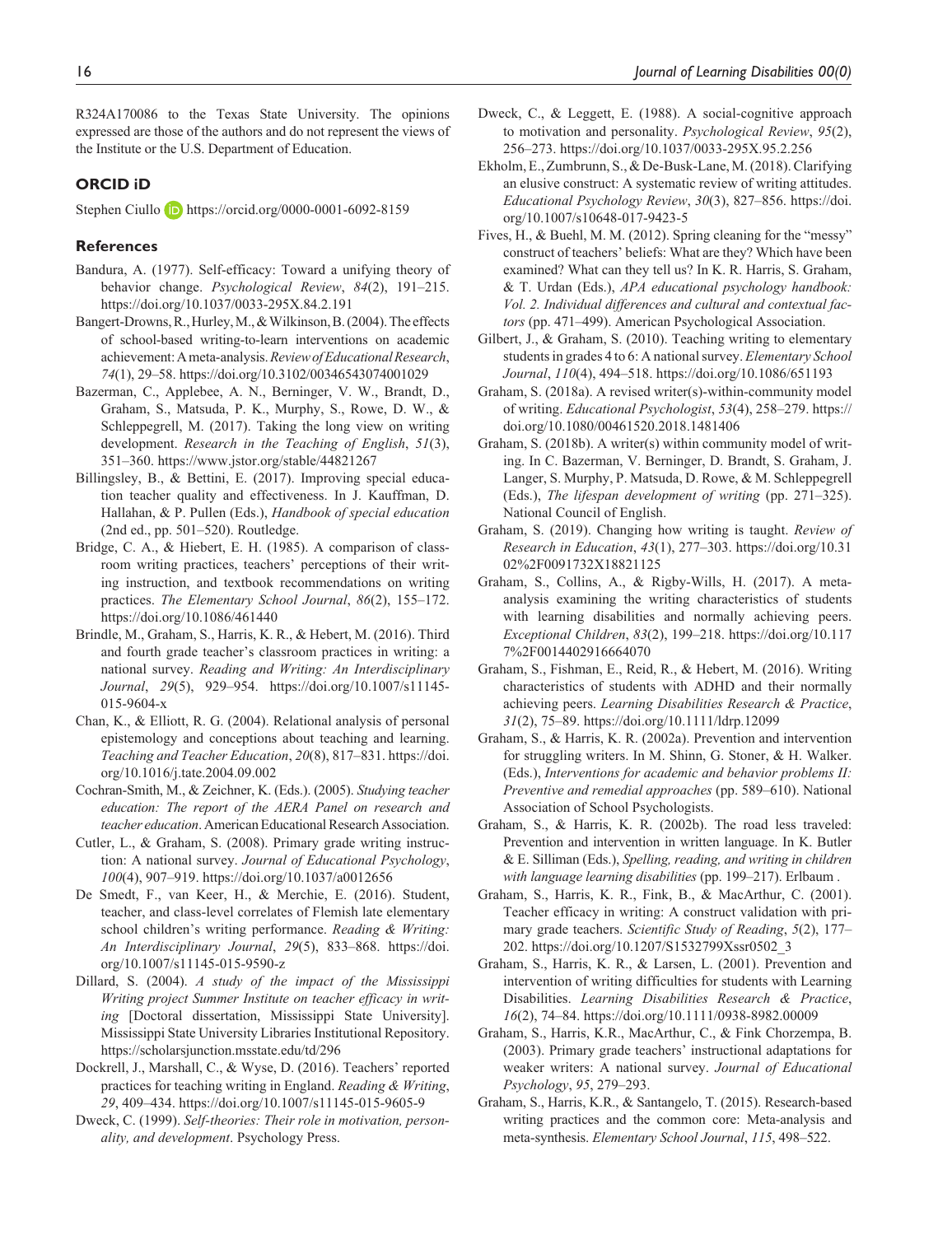R324A170086 to the Texas State University. The opinions expressed are those of the authors and do not represent the views of the Institute or the U.S. Department of Education.

## ORCID iD

Stephen Ciullo https://orcid.org/0000-0001-6092-8159

## References

Bandura, A. (1977). Self-efficacy: Toward a unifying theory of behavior change. *Psychological Review*, *84*(2), 191–215. https://doi.org/10.1037/0033-295X.84.2.191

Bangert-Drowns, R., Hurley, M., & Wilkinson, B. (2004). The effects of school-based writing-to-learn interventions on academic achievement: A meta-analysis. *Review of Educational Research*, *74*(1), 29–58. https://doi.org/10.3102/00346543074001029

Bazerman, C., Applebee, A. N., Berninger, V. W., Brandt, D., Graham, S., Matsuda, P. K., Murphy, S., Rowe, D. W., & Schleppegrell, M. (2017). Taking the long view on writing development. *Research in the Teaching of English*, *51*(3), 351–360. https://www.jstor.org/stable/44821267

Billingsley, B., & Bettini, E. (2017). Improving special education teacher quality and effectiveness. In J. Kauffman, D. Hallahan, & P. Pullen (Eds.), *Handbook of special education* (2nd ed., pp. 501–520). Routledge.

Bridge, C. A., & Hiebert, E. H. (1985). A comparison of classroom writing practices, teachers' perceptions of their writing instruction, and textbook recommendations on writing practices. *The Elementary School Journal*, *86*(2), 155–172. https://doi.org/10.1086/461440

Brindle, M., Graham, S., Harris, K. R., & Hebert, M. (2016). Third and fourth grade teacher's classroom practices in writing: a national survey. *Reading and Writing: An Interdisciplinary Journal*, *29*(5), 929–954. https://doi.org/10.1007/s11145-015-9604-x

Chan, K., & Elliott, R. G. (2004). Relational analysis of personal epistemology and conceptions about teaching and learning. *Teaching and Teacher Education*, *20*(8), 817–831. https://doi.org/10.1016/j.tate.2004.09.002

Cochran-Smith, M., & Zeichner, K. (Eds.). (2005). *Studying teacher education: The report of the AERA Panel on research and teacher education*. American Educational Research Association.

Cutler, L., & Graham, S. (2008). Primary grade writing instruction: A national survey. *Journal of Educational Psychology*, *100*(4), 907–919. https://doi.org/10.1037/a0012656

De Smedt, F., van Keer, H., & Merchie, E. (2016). Student, teacher, and class-level correlates of Flemish late elementary school children's writing performance. *Reading & Writing: An Interdisciplinary Journal*, *29*(5), 833–868. https://doi.org/10.1007/s11145-015-9590-z

Dillard, S. (2004). *A study of the impact of the Mississippi Writing project Summer Institute on teacher efficacy in writing* [Doctoral dissertation, Mississippi State University]. Mississippi State University Libraries Institutional Repository. https://scholarsjunction.msstate.edu/td/296

Dockrell, J., Marshall, C., & Wyse, D. (2016). Teachers' reported practices for teaching writing in England. *Reading & Writing*, *29*, 409–434. https://doi.org/10.1007/s11145-015-9605-9

Dweck, C. (1999). *Self-theories: Their role in motivation, personality, and development*. Psychology Press.

Dweck, C., & Leggett, E. (1988). A social-cognitive approach to motivation and personality. *Psychological Review*, *95*(2), 256–273. https://doi.org/10.1037/0033-295X.95.2.256

Ekholm, E., Zumbrunn, S., & De-Busk-Lane, M. (2018). Clarifying an elusive construct: A systematic review of writing attitudes. *Educational Psychology Review*, *30*(3), 827–856. https://doi.org/10.1007/s10648-017-9423-5

Fives, H., & Buehl, M. M. (2012). Spring cleaning for the "messy" construct of teachers' beliefs: What are they? Which have been examined? What can they tell us? In K. R. Harris, S. Graham, & T. Urdan (Eds.), *APA educational psychology handbook: Vol. 2. Individual differences and cultural and contextual factors* (pp. 471–499). American Psychological Association.

Gilbert, J., & Graham, S. (2010). Teaching writing to elementary students in grades 4 to 6: A national survey. *Elementary School Journal*, *110*(4), 494–518. https://doi.org/10.1086/651193

Graham, S. (2018a). A revised writer(s)-within-community model of writing. *Educational Psychologist*, *53*(4), 258–279. https://doi.org/10.1080/00461520.2018.1481406

Graham, S. (2018b). A writer(s) within community model of writing. In C. Bazerman, V. Berninger, D. Brandt, S. Graham, J. Langer, S. Murphy, P. Matsuda, D. Rowe, & M. Schleppegrell (Eds.), *The lifespan development of writing* (pp. 271–325). National Council of English.

Graham, S. (2019). Changing how writing is taught. *Review of Research in Education*, *43*(1), 277–303. https://doi.org/10.3102%2F0091732X18821125

Graham, S., Collins, A., & Rigby-Wills, H. (2017). A meta-analysis examining the writing characteristics of students with learning disabilities and normally achieving peers. *Exceptional Children*, *83*(2), 199–218. https://doi.org/10.1177%2F0014402916664070

Graham, S., Fishman, E., Reid, R., & Hebert, M. (2016). Writing characteristics of students with ADHD and their normally achieving peers. *Learning Disabilities Research & Practice*, *31*(2), 75–89. https://doi.org/10.1111/ldrp.12099

Graham, S., & Harris, K. R. (2002a). Prevention and intervention for struggling writers. In M. Shinn, G. Stoner, & H. Walker. (Eds.), *Interventions for academic and behavior problems II: Preventive and remedial approaches* (pp. 589–610). National Association of School Psychologists.

Graham, S., & Harris, K. R. (2002b). The road less traveled: Prevention and intervention in written language. In K. Butler & E. Silliman (Eds.), *Spelling, reading, and writing in children with language learning disabilities* (pp. 199–217). Erlbaum .

Graham, S., Harris, K. R., Fink, B., & MacArthur, C. (2001). Teacher efficacy in writing: A construct validation with primary grade teachers. *Scientific Study of Reading*, *5*(2), 177–202. https://doi.org/10.1207/S1532799Xssr0502_3

Graham, S., Harris, K. R., & Larsen, L. (2001). Prevention and intervention of writing difficulties for students with Learning Disabilities. *Learning Disabilities Research & Practice*, *16*(2), 74–84. https://doi.org/10.1111/0938-8982.00009

Graham, S., Harris, K.R., MacArthur, C., & Fink Chorzempa, B. (2003). Primary grade teachers' instructional adaptations for weaker writers: A national survey. *Journal of Educational Psychology*, *95*, 279–293.

Graham, S., Harris, K.R., & Santangelo, T. (2015). Research-based writing practices and the common core: Meta-analysis and meta-synthesis. *Elementary School Journal*, *115*, 498–522.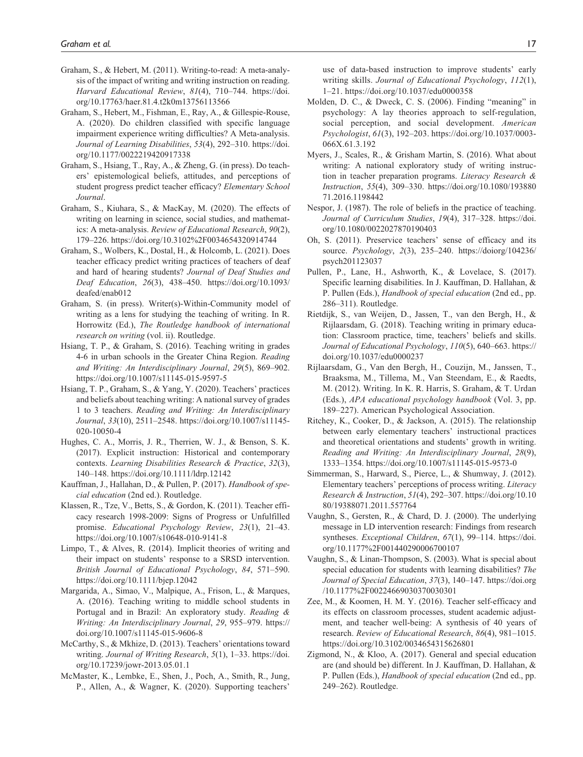Graham, S., & Hebert, M. (2011). Writing-to-read: A meta-analysis of the impact of writing and writing instruction on reading. *Harvard Educational Review*, *81*(4), 710–744. https://doi.org/10.17763/haer.81.4.t2k0m13756113566

Graham, S., Hebert, M., Fishman, E., Ray, A., & Gillespie-Rouse, A. (2020). Do children classified with specific language impairment experience writing difficulties? A Meta-analysis. *Journal of Learning Disabilities*, *53*(4), 292–310. https://doi.org/10.1177/0022219420917338

Graham, S., Hsiang, T., Ray, A., & Zheng, G. (in press). Do teachers' epistemological beliefs, attitudes, and perceptions of student progress predict teacher efficacy? *Elementary School Journal*.

Graham, S., Kiuhara, S., & MacKay, M. (2020). The effects of writing on learning in science, social studies, and mathematics: A meta-analysis. *Review of Educational Research*, *90*(2), 179–226. https://doi.org/10.3102%2F0034654320914744

Graham, S., Wolbers, K., Dostal, H., & Holcomb, L. (2021). Does teacher efficacy predict writing practices of teachers of deaf and hard of hearing students? *Journal of Deaf Studies and Deaf Education*, *26*(3), 438–450. https://doi.org/10.1093/deafed/enab012

Graham, S. (in press). Writer(s)-Within-Community model of writing as a lens for studying the teaching of writing. In R. Horrowitz (Ed.), *The Routledge handbook of international research on writing* (vol. ii). Routledge.

Hsiang, T. P., & Graham, S. (2016). Teaching writing in grades 4-6 in urban schools in the Greater China Region. *Reading and Writing: An Interdisciplinary Journal*, *29*(5), 869–902. https://doi.org/10.1007/s11145-015-9597-5

Hsiang, T. P., Graham, S., & Yang, Y. (2020). Teachers' practices and beliefs about teaching writing: A national survey of grades 1 to 3 teachers. *Reading and Writing: An Interdisciplinary Journal*, *33*(10), 2511–2548. https://doi.org/10.1007/s11145-020-10050-4

Hughes, C. A., Morris, J. R., Therrien, W. J., & Benson, S. K. (2017). Explicit instruction: Historical and contemporary contexts. *Learning Disabilities Research & Practice*, *32*(3), 140–148. https://doi.org/10.1111/ldrp.12142

Kauffman, J., Hallahan, D., & Pullen, P. (2017). *Handbook of special education* (2nd ed.). Routledge.

Klassen, R., Tze, V., Betts, S., & Gordon, K. (2011). Teacher efficacy research 1998-2009: Signs of Progress or Unfulfilled promise. *Educational Psychology Review*, *23*(1), 21–43. https://doi.org/10.1007/s10648-010-9141-8

Limpo, T., & Alves, R. (2014). Implicit theories of writing and their impact on students' response to a SRSD intervention. *British Journal of Educational Psychology*, *84*, 571–590. https://doi.org/10.1111/bjep.12042

Margarida, A., Simao, V., Malpique, A., Frison, L., & Marques, A. (2016). Teaching writing to middle school students in Portugal and in Brazil: An exploratory study. *Reading & Writing: An Interdisciplinary Journal*, *29*, 955–979. https://doi.org/10.1007/s11145-015-9606-8

McCarthy, S., & Mkhize, D. (2013). Teachers' orientations toward writing. *Journal of Writing Research*, *5*(1), 1–33. https://doi.org/10.17239/jowr-2013.05.01.1

McMaster, K., Lembke, E., Shen, J., Poch, A., Smith, R., Jung, P., Allen, A., & Wagner, K. (2020). Supporting teachers' use of data-based instruction to improve students' early writing skills. *Journal of Educational Psychology*, *112*(1), 1–21. https://doi.org/10.1037/edu0000358

Molden, D. C., & Dweck, C. S. (2006). Finding "meaning" in psychology: A lay theories approach to self-regulation, social perception, and social development. *American Psychologist*, *61*(3), 192–203. https://doi.org/10.1037/0003-066X.61.3.192

Myers, J., Scales, R., & Grisham Martin, S. (2016). What about writing: A national exploratory study of writing instruction in teacher preparation programs. *Literacy Research & Instruction*, *55*(4), 309–330. https://doi.org/10.1080/19388071.2016.1198442

Nespor, J. (1987). The role of beliefs in the practice of teaching. *Journal of Curriculum Studies*, *19*(4), 317–328. https://doi.org/10.1080/0022027870190403

Oh, S. (2011). Preservice teachers' sense of efficacy and its source. *Psychology*, *2*(3), 235–240. https://doiorg/104236/psych201123037

Pullen, P., Lane, H., Ashworth, K., & Lovelace, S. (2017). Specific learning disabilities. In J. Kauffman, D. Hallahan, & P. Pullen (Eds.), *Handbook of special education* (2nd ed., pp. 286–311). Routledge.

Rietdijk, S., van Weijen, D., Jassen, T., van den Bergh, H., & Rijlaarsdam, G. (2018). Teaching writing in primary education: Classroom practice, time, teachers' beliefs and skills. *Journal of Educational Psychology*, *110*(5), 640–663. https://doi.org/10.1037/edu0000237

Rijlaarsdam, G., Van den Bergh, H., Couzijn, M., Janssen, T., Braaksma, M., Tillema, M., Van Steendam, E., & Raedts, M. (2012). Writing. In K. R. Harris, S. Graham, & T. Urdan (Eds.), *APA educational psychology handbook* (Vol. 3, pp. 189–227). American Psychological Association.

Ritchey, K., Cooker, D., & Jackson, A. (2015). The relationship between early elementary teachers' instructional practices and theoretical orientations and students' growth in writing. *Reading and Writing: An Interdisciplinary Journal*, *28*(9), 1333–1354. https://doi.org/10.1007/s11145-015-9573-0

Simmerman, S., Harward, S., Pierce, L., & Shumway, J. (2012). Elementary teachers' perceptions of process writing. *Literacy Research & Instruction*, *51*(4), 292–307. https://doi.org/10.1080/19388071.2011.557764

Vaughn, S., Gersten, R., & Chard, D. J. (2000). The underlying message in LD intervention research: Findings from research syntheses. *Exceptional Children*, *67*(1), 99–114. https://doi.org/10.1177%2F001440290006700107

Vaughn, S., & Linan-Thompson, S. (2003). What is special about special education for students with learning disabilities? *The Journal of Special Education*, *37*(3), 140–147. https://doi.org/10.1177%2F00224669030370030301

Zee, M., & Koomen, H. M. Y. (2016). Teacher self-efficacy and its effects on classroom processes, student academic adjustment, and teacher well-being: A synthesis of 40 years of research. *Review of Educational Research*, *86*(4), 981–1015. https://doi.org/10.3102/0034654315626801

Zigmond, N., & Kloo, A. (2017). General and special education are (and should be) different. In J. Kauffman, D. Hallahan, & P. Pullen (Eds.), *Handbook of special education* (2nd ed., pp. 249–262). Routledge.